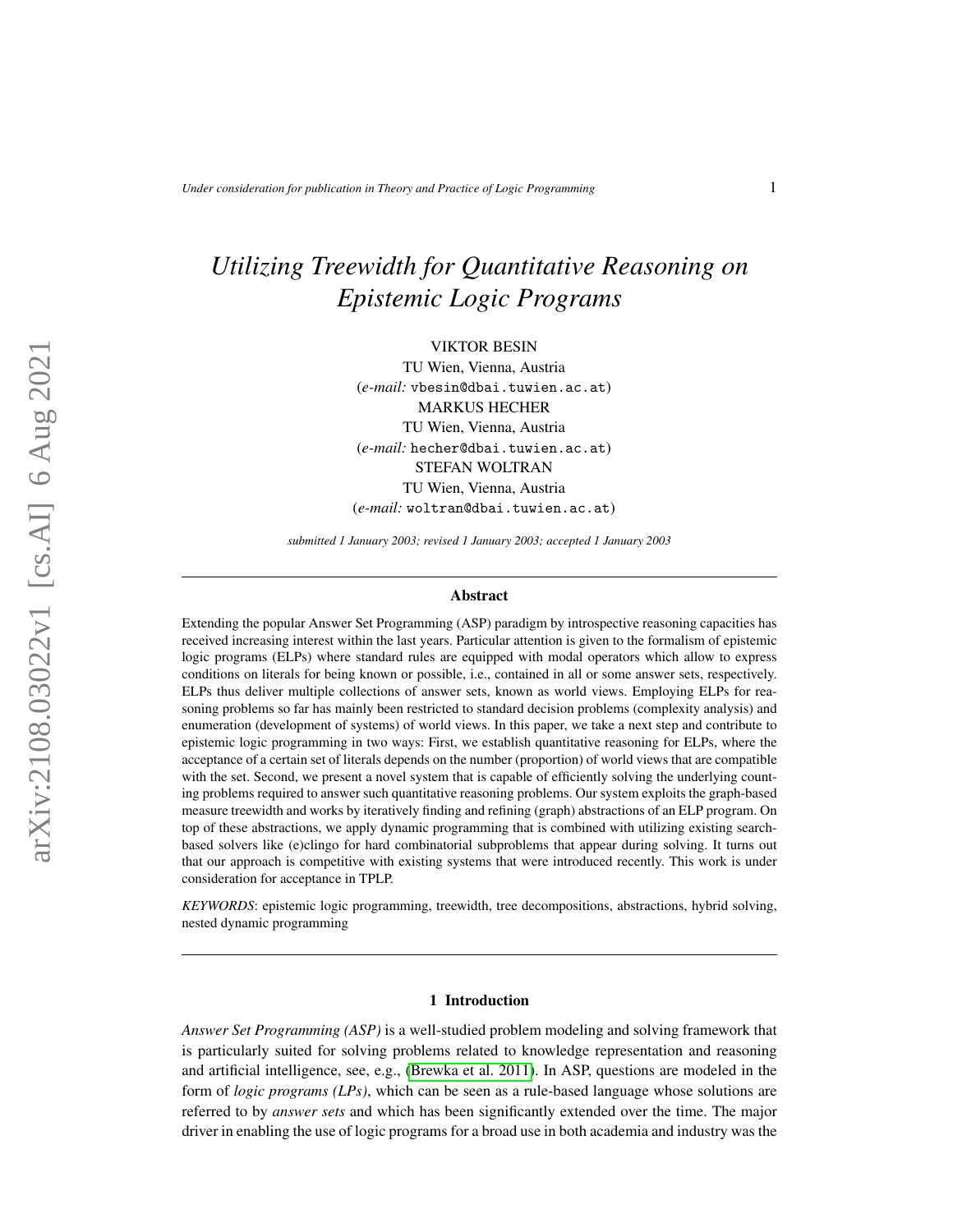# Utilizing Treewidth for Quantitative Reasoning on Epistemic Logic Programs

VIKTOR BESIN
TU Wien, Vienna, Austria
(*e-mail:* vbesin@dbai.tuwien.ac.at)

MARKUS HECHER
TU Wien, Vienna, Austria
(*e-mail:* hecher@dbai.tuwien.ac.at)

STEFAN WOLTRAN
TU Wien, Vienna, Austria
(*e-mail:* woltran@dbai.tuwien.ac.at)

*submitted 1 January 2003; revised 1 January 2003; accepted 1 January 2003*

## Abstract

Extending the popular Answer Set Programming (ASP) paradigm by introspective reasoning capacities has received increasing interest within the last years. Particular attention is given to the formalism of epistemic logic programs (ELPs) where standard rules are equipped with modal operators which allow to express conditions on literals for being known or possible, i.e., contained in all or some answer sets, respectively. ELPs thus deliver multiple collections of answer sets, known as world views. Employing ELPs for reasoning problems so far has mainly been restricted to standard decision problems (complexity analysis) and enumeration (development of systems) of world views. In this paper, we take a next step and contribute to epistemic logic programming in two ways: First, we establish quantitative reasoning for ELPs, where the acceptance of a certain set of literals depends on the number (proportion) of world views that are compatible with the set. Second, we present a novel system that is capable of efficiently solving the underlying counting problems required to answer such quantitative reasoning problems. Our system exploits the graph-based measure treewidth and works by iteratively finding and refining (graph) abstractions of an ELP program. On top of these abstractions, we apply dynamic programming that is combined with utilizing existing search-based solvers like (e)clingo for hard combinatorial subproblems that appear during solving. It turns out that our approach is competitive with existing systems that were introduced recently. This work is under consideration for acceptance in TPLP.

*KEYWORDS*: epistemic logic programming, treewidth, tree decompositions, abstractions, hybrid solving, nested dynamic programming

## 1 Introduction

*Answer Set Programming (ASP)* is a well-studied problem modeling and solving framework that is particularly suited for solving problems related to knowledge representation and reasoning and artificial intelligence, see, e.g., (Brewka et al. 2011). In ASP, questions are modeled in the form of *logic programs (LPs)*, which can be seen as a rule-based language whose solutions are referred to by *answer sets* and which has been significantly extended over the time. The major driver in enabling the use of logic programs for a broad use in both academia and industry was the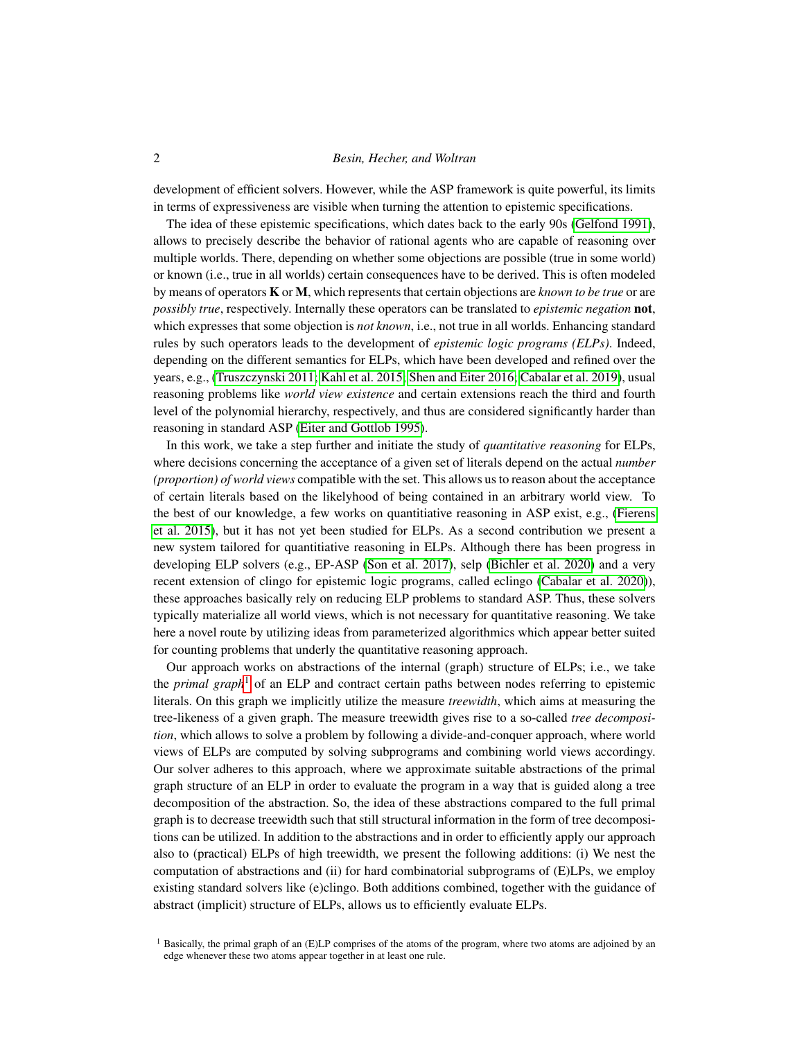development of efficient solvers. However, while the ASP framework is quite powerful, its limits in terms of expressiveness are visible when turning the attention to epistemic specifications.

The idea of these epistemic specifications, which dates back to the early 90s (Gelfond 1991), allows to precisely describe the behavior of rational agents who are capable of reasoning over multiple worlds. There, depending on whether some objections are possible (true in some world) or known (i.e., true in all worlds) certain consequences have to be derived. This is often modeled by means of operators **K** or **M**, which represents that certain objections are *known to be true* or are *possibly true*, respectively. Internally these operators can be translated to *epistemic negation* **not**, which expresses that some objection is *not known*, i.e., not true in all worlds. Enhancing standard rules by such operators leads to the development of *epistemic logic programs (ELPs)*. Indeed, depending on the different semantics for ELPs, which have been developed and refined over the years, e.g., (Truszczynski 2011; Kahl et al. 2015; Shen and Eiter 2016; Cabalar et al. 2019), usual reasoning problems like *world view existence* and certain extensions reach the third and fourth level of the polynomial hierarchy, respectively, and thus are considered significantly harder than reasoning in standard ASP (Eiter and Gottlob 1995).

In this work, we take a step further and initiate the study of *quantitative reasoning* for ELPs, where decisions concerning the acceptance of a given set of literals depend on the actual *number (proportion) of world views* compatible with the set. This allows us to reason about the acceptance of certain literals based on the likelyhood of being contained in an arbitrary world view. To the best of our knowledge, a few works on quantitiative reasoning in ASP exist, e.g., (Fierens et al. 2015), but it has not yet been studied for ELPs. As a second contribution we present a new system tailored for quantitiative reasoning in ELPs. Although there has been progress in developing ELP solvers (e.g., EP-ASP (Son et al. 2017), selp (Bichler et al. 2020) and a very recent extension of clingo for epistemic logic programs, called eclingo (Cabalar et al. 2020)), these approaches basically rely on reducing ELP problems to standard ASP. Thus, these solvers typically materialize all world views, which is not necessary for quantitative reasoning. We take here a novel route by utilizing ideas from parameterized algorithmics which appear better suited for counting problems that underly the quantitative reasoning approach.

Our approach works on abstractions of the internal (graph) structure of ELPs; i.e., we take the *primal graph*[1] of an ELP and contract certain paths between nodes referring to epistemic literals. On this graph we implicitly utilize the measure *treewidth*, which aims at measuring the tree-likeness of a given graph. The measure treewidth gives rise to a so-called *tree decomposition*, which allows to solve a problem by following a divide-and-conquer approach, where world views of ELPs are computed by solving subprograms and combining world views accordingy. Our solver adheres to this approach, where we approximate suitable abstractions of the primal graph structure of an ELP in order to evaluate the program in a way that is guided along a tree decomposition of the abstraction. So, the idea of these abstractions compared to the full primal graph is to decrease treewidth such that still structural information in the form of tree decompositions can be utilized. In addition to the abstractions and in order to efficiently apply our approach also to (practical) ELPs of high treewidth, we present the following additions: (i) We nest the computation of abstractions and (ii) for hard combinatorial subprograms of (E)LPs, we employ existing standard solvers like (e)clingo. Both additions combined, together with the guidance of abstract (implicit) structure of ELPs, allows us to efficiently evaluate ELPs.

[1] Basically, the primal graph of an (E)LP comprises of the atoms of the program, where two atoms are adjoined by an edge whenever these two atoms appear together in at least one rule.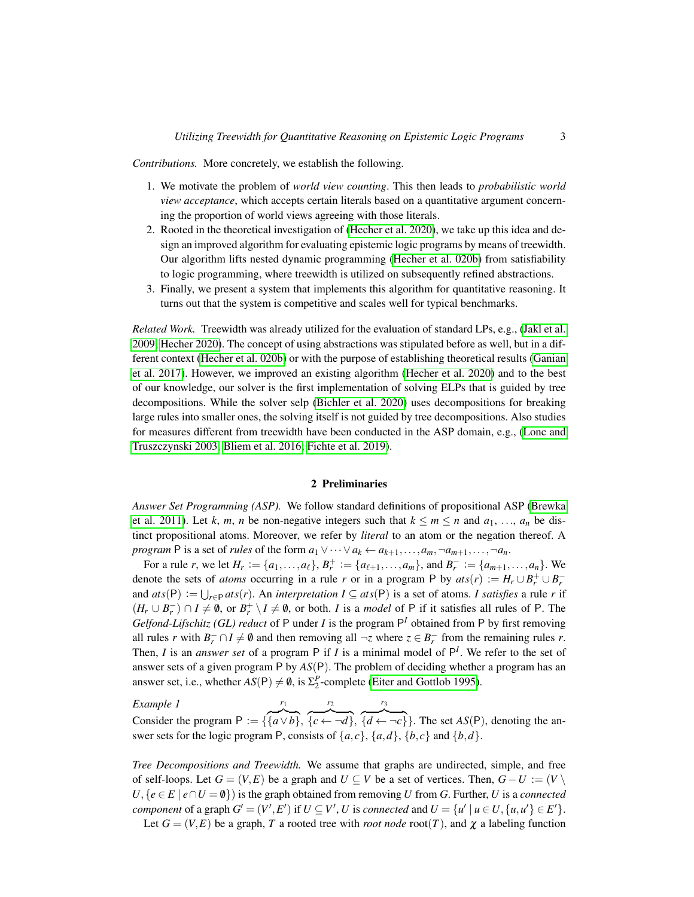*Contributions.* More concretely, we establish the following.

1. We motivate the problem of *world view counting*. This then leads to *probabilistic world view acceptance*, which accepts certain literals based on a quantitative argument concerning the proportion of world views agreeing with those literals.
2. Rooted in the theoretical investigation of (Hecher et al. 2020), we take up this idea and design an improved algorithm for evaluating epistemic logic programs by means of treewidth. Our algorithm lifts nested dynamic programming (Hecher et al. 020b) from satisfiability to logic programming, where treewidth is utilized on subsequently refined abstractions.
3. Finally, we present a system that implements this algorithm for quantitative reasoning. It turns out that the system is competitive and scales well for typical benchmarks.

*Related Work.* Treewidth was already utilized for the evaluation of standard LPs, e.g., (Jakl et al. 2009; Hecher 2020). The concept of using abstractions was stipulated before as well, but in a different context (Hecher et al. 020b) or with the purpose of establishing theoretical results (Ganian et al. 2017). However, we improved an existing algorithm (Hecher et al. 2020) and to the best of our knowledge, our solver is the first implementation of solving ELPs that is guided by tree decompositions. While the solver selp (Bichler et al. 2020) uses decompositions for breaking large rules into smaller ones, the solving itself is not guided by tree decompositions. Also studies for measures different from treewidth have been conducted in the ASP domain, e.g., (Lonc and Truszczynski 2003; Bliem et al. 2016; Fichte et al. 2019).

## 2 Preliminaries

*Answer Set Programming (ASP).* We follow standard definitions of propositional ASP (Brewka et al. 2011). Let $k$, $m$, $n$ be non-negative integers such that $k \leq m \leq n$ and $a_1$, ..., $a_n$ be distinct propositional atoms. Moreover, we refer by *literal* to an atom or the negation thereof. A *program* $\mathsf{P}$ is a set of *rules* of the form $a_1 \vee \cdots \vee a_k \leftarrow a_{k+1}, \ldots, a_m, \neg a_{m+1}, \ldots, \neg a_n$.

For a rule $r$, we let $H_r := \{a_1, \ldots, a_\ell\}$, $B_r^+ := \{a_{\ell+1}, \ldots, a_m\}$, and $B_r^- := \{a_{m+1}, \ldots, a_n\}$. We denote the sets of *atoms* occurring in a rule $r$ or in a program $\mathsf{P}$ by $\mathit{ats}(r) := H_r \cup B_r^+ \cup B_r^-$ and $\mathit{ats}(\mathsf{P}) := \bigcup_{r \in \mathsf{P}} \mathit{ats}(r)$. An *interpretation* $I \subseteq \mathit{ats}(\mathsf{P})$ is a set of atoms. $I$ *satisfies* a rule $r$ if $(H_r \cup B_r^-) \cap I \neq \emptyset$, or $B_r^+ \setminus I \neq \emptyset$, or both. $I$ is a *model* of $\mathsf{P}$ if it satisfies all rules of $\mathsf{P}$. The *Gelfond-Lifschitz (GL) reduct* of $\mathsf{P}$ under $I$ is the program $\mathsf{P}^I$ obtained from $\mathsf{P}$ by first removing all rules $r$ with $B_r^- \cap I \neq \emptyset$ and then removing all $\neg z$ where $z \in B_r^-$ from the remaining rules $r$. Then, $I$ is an *answer set* of a program $\mathsf{P}$ if $I$ is a minimal model of $\mathsf{P}^I$. We refer to the set of answer sets of a given program $\mathsf{P}$ by $AS(\mathsf{P})$. The problem of deciding whether a program has an answer set, i.e., whether $AS(\mathsf{P}) \neq \emptyset$, is $\Sigma_2^P$-complete (Eiter and Gottlob 1995).

*Example 1*
Consider the program $\mathsf{P} := \{\overbrace{\{a \vee b\}}^{r_1}, \overbrace{\{c \leftarrow \neg d\}}^{r_2}, \overbrace{\{d \leftarrow \neg c\}}^{r_3}\}$. The set $AS(\mathsf{P})$, denoting the answer sets for the logic program $\mathsf{P}$, consists of $\{a,c\}$, $\{a,d\}$, $\{b,c\}$ and $\{b,d\}$.

*Tree Decompositions and Treewidth.* We assume that graphs are undirected, simple, and free of self-loops. Let $G = (V,E)$ be a graph and $U \subseteq V$ be a set of vertices. Then, $G - U := (V \setminus U, \{e \in E \mid e \cap U = \emptyset\})$ is the graph obtained from removing $U$ from $G$. Further, $U$ is a *connected component* of a graph $G' = (V', E')$ if $U \subseteq V'$, $U$ is *connected* and $U = \{u' \mid u \in U, \{u,u'\} \in E'\}$.

Let $G = (V,E)$ be a graph, $T$ a rooted tree with *root node* $\mathrm{root}(T)$, and $\chi$ a labeling function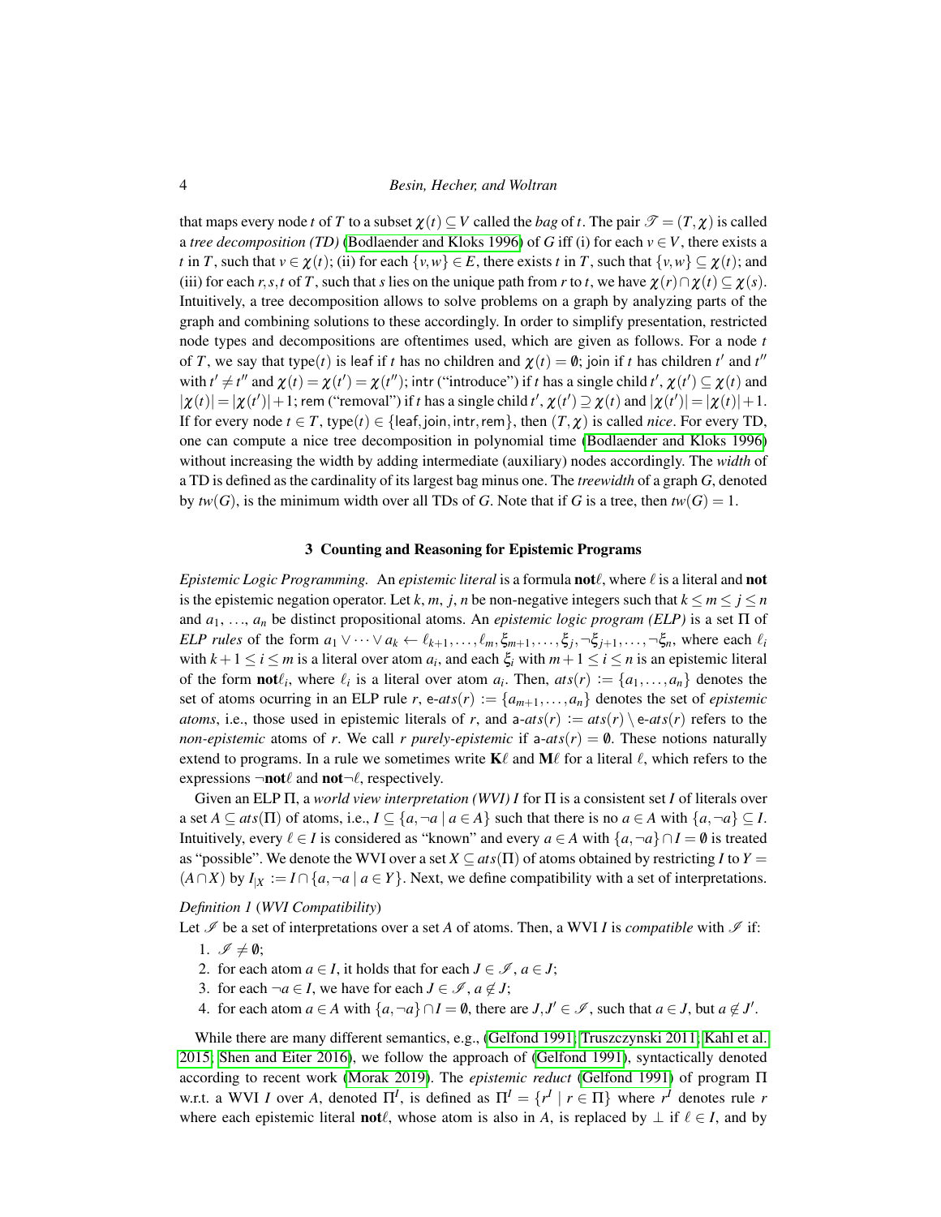that maps every node $t$ of $T$ to a subset $\chi(t) \subseteq V$ called the *bag* of $t$. The pair $\mathscr{T} = (T, \chi)$ is called a *tree decomposition (TD)* (Bodlaender and Kloks 1996) of $G$ iff (i) for each $v \in V$, there exists a $t$ in $T$, such that $v \in \chi(t)$; (ii) for each $\{v,w\} \in E$, there exists $t$ in $T$, such that $\{v,w\} \subseteq \chi(t)$; and (iii) for each $r,s,t$ of $T$, such that $s$ lies on the unique path from $r$ to $t$, we have $\chi(r) \cap \chi(t) \subseteq \chi(s)$. Intuitively, a tree decomposition allows to solve problems on a graph by analyzing parts of the graph and combining solutions to these accordingly. In order to simplify presentation, restricted node types and decompositions are oftentimes used, which are given as follows. For a node $t$ of $T$, we say that $\mathsf{type}(t)$ is $\mathsf{leaf}$ if $t$ has no children and $\chi(t) = \emptyset$; $\mathsf{join}$ if $t$ has children $t'$ and $t''$ with $t' \neq t''$ and $\chi(t) = \chi(t') = \chi(t'')$; $\mathsf{intr}$ ("introduce") if $t$ has a single child $t'$, $\chi(t') \subseteq \chi(t)$ and $|\chi(t)| = |\chi(t')| + 1$; $\mathsf{rem}$ ("removal") if $t$ has a single child $t'$, $\chi(t') \supseteq \chi(t)$ and $|\chi(t')| = |\chi(t)| + 1$. If for every node $t \in T$, $\mathsf{type}(t) \in \{\mathsf{leaf}, \mathsf{join}, \mathsf{intr}, \mathsf{rem}\}$, then $(T, \chi)$ is called *nice*. For every TD, one can compute a nice tree decomposition in polynomial time (Bodlaender and Kloks 1996) without increasing the width by adding intermediate (auxiliary) nodes accordingly. The *width* of a TD is defined as the cardinality of its largest bag minus one. The *treewidth* of a graph $G$, denoted by $tw(G)$, is the minimum width over all TDs of $G$. Note that if $G$ is a tree, then $tw(G) = 1$.

## 3 Counting and Reasoning for Epistemic Programs

*Epistemic Logic Programming.* An *epistemic literal* is a formula $\mathbf{not}\ell$, where $\ell$ is a literal and $\mathbf{not}$ is the epistemic negation operator. Let $k$, $m$, $j$, $n$ be non-negative integers such that $k \leq m \leq j \leq n$ and $a_1, \ldots, a_n$ be distinct propositional atoms. An *epistemic logic program (ELP)* is a set $\Pi$ of *ELP rules* of the form $a_1 \vee \cdots \vee a_k \leftarrow \ell_{k+1}, \ldots, \ell_m, \xi_{m+1}, \ldots, \xi_j, \neg\xi_{j+1}, \ldots, \neg\xi_n$, where each $\ell_i$ with $k+1 \leq i \leq m$ is a literal over atom $a_i$, and each $\xi_i$ with $m+1 \leq i \leq n$ is an epistemic literal of the form $\mathbf{not}\ell_i$, where $\ell_i$ is a literal over atom $a_i$. Then, $ats(r) := \{a_1, \ldots, a_n\}$ denotes the set of atoms ocurring in an ELP rule $r$, $\mathsf{e}\text{-}ats(r) := \{a_{m+1}, \ldots, a_n\}$ denotes the set of *epistemic atoms*, i.e., those used in epistemic literals of $r$, and $\mathsf{a}\text{-}ats(r) := ats(r) \setminus \mathsf{e}\text{-}ats(r)$ refers to the *non-epistemic* atoms of $r$. We call $r$ *purely-epistemic* if $\mathsf{a}\text{-}ats(r) = \emptyset$. These notions naturally extend to programs. In a rule we sometimes write $\mathbf{K}\ell$ and $\mathbf{M}\ell$ for a literal $\ell$, which refers to the expressions $\neg\mathbf{not}\ell$ and $\mathbf{not}\neg\ell$, respectively.

Given an ELP $\Pi$, a *world view interpretation (WVI)* $I$ for $\Pi$ is a consistent set $I$ of literals over a set $A \subseteq ats(\Pi)$ of atoms, i.e., $I \subseteq \{a, \neg a \mid a \in A\}$ such that there is no $a \in A$ with $\{a, \neg a\} \subseteq I$. Intuitively, every $\ell \in I$ is considered as "known" and every $a \in A$ with $\{a, \neg a\} \cap I = \emptyset$ is treated as "possible". We denote the WVI over a set $X \subseteq ats(\Pi)$ of atoms obtained by restricting $I$ to $Y = (A \cap X)$ by $I_{|X} := I \cap \{a, \neg a \mid a \in Y\}$. Next, we define compatibility with a set of interpretations.

*Definition 1* (*WVI Compatibility*)

Let $\mathscr{I}$ be a set of interpretations over a set $A$ of atoms. Then, a WVI $I$ is *compatible* with $\mathscr{I}$ if:

1. $\mathscr{I} \neq \emptyset$;
2. for each atom $a \in I$, it holds that for each $J \in \mathscr{I}$, $a \in J$;
3. for each $\neg a \in I$, we have for each $J \in \mathscr{I}$, $a \notin J$;
4. for each atom $a \in A$ with $\{a, \neg a\} \cap I = \emptyset$, there are $J, J' \in \mathscr{I}$, such that $a \in J$, but $a \notin J'$.

While there are many different semantics, e.g., (Gelfond 1991; Truszczynski 2011; Kahl et al. 2015; Shen and Eiter 2016), we follow the approach of (Gelfond 1991), syntactically denoted according to recent work (Morak 2019). The *epistemic reduct* (Gelfond 1991) of program $\Pi$ w.r.t. a WVI $I$ over $A$, denoted $\Pi^I$, is defined as $\Pi^I = \{r^I \mid r \in \Pi\}$ where $r^I$ denotes rule $r$ where each epistemic literal $\mathbf{not}\ell$, whose atom is also in $A$, is replaced by $\bot$ if $\ell \in I$, and by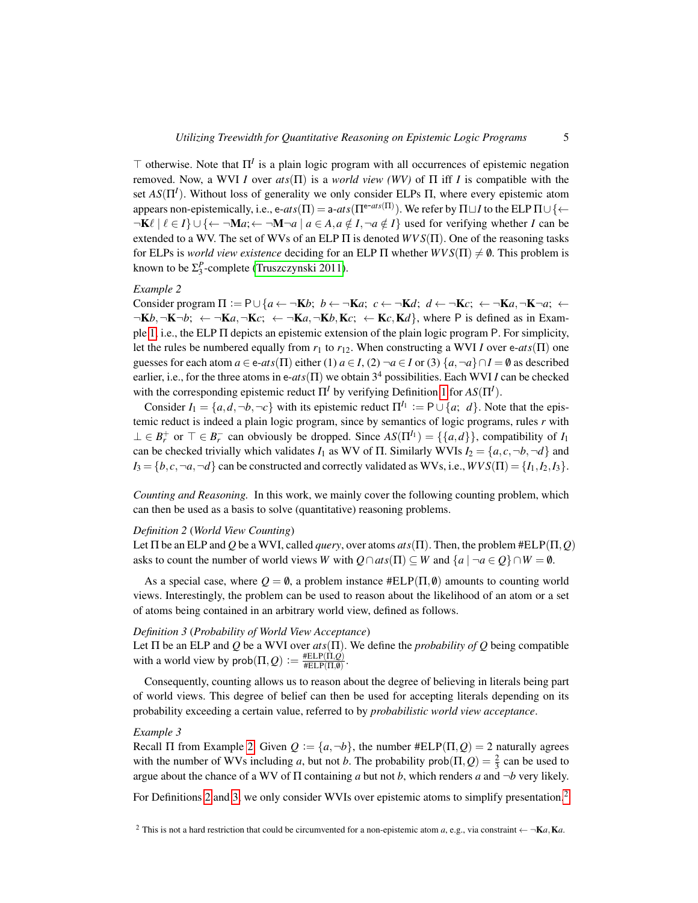$\top$ otherwise. Note that $\Pi^I$ is a plain logic program with all occurrences of epistemic negation removed. Now, a WVI $I$ over $ats(\Pi)$ is a *world view (WV)* of $\Pi$ iff $I$ is compatible with the set $AS(\Pi^I)$. Without loss of generality we only consider ELPs $\Pi$, where every epistemic atom appears non-epistemically, i.e., $\mathsf{e}\text{-}ats(\Pi) = \mathsf{a}\text{-}ats(\Pi^{\mathsf{e}\text{-}ats(\Pi)})$. We refer by $\Pi \sqcup I$ to the ELP $\Pi \cup \{\leftarrow \neg\mathbf{K}\ell \mid \ell \in I\} \cup \{\leftarrow \neg\mathbf{M}a; \leftarrow \neg\mathbf{M}\neg a \mid a \in A, a \notin I, \neg a \notin I\}$ used for verifying whether $I$ can be extended to a WV. The set of WVs of an ELP $\Pi$ is denoted $WVS(\Pi)$. One of the reasoning tasks for ELPs is *world view existence* deciding for an ELP $\Pi$ whether $WVS(\Pi) \neq \emptyset$. This problem is known to be $\Sigma_3^P$-complete (Truszczynski 2011).

*Example 2*
Consider program $\Pi := \mathsf{P} \cup \{a \leftarrow \neg\mathbf{K}b;\ b \leftarrow \neg\mathbf{K}a;\ c \leftarrow \neg\mathbf{K}d;\ d \leftarrow \neg\mathbf{K}c;\ \leftarrow \neg\mathbf{K}a, \neg\mathbf{K}\neg a;\ \leftarrow \neg\mathbf{K}b, \neg\mathbf{K}\neg b;\ \leftarrow \neg\mathbf{K}a, \neg\mathbf{K}c;\ \leftarrow \neg\mathbf{K}a, \neg\mathbf{K}b, \mathbf{K}c;\ \leftarrow \mathbf{K}c, \mathbf{K}d\}$, where $\mathsf{P}$ is defined as in Example 1, i.e., the ELP $\Pi$ depicts an epistemic extension of the plain logic program $\mathsf{P}$. For simplicity, let the rules be numbered equally from $r_1$ to $r_{12}$. When constructing a WVI $I$ over $\mathsf{e}\text{-}ats(\Pi)$ one guesses for each atom $a \in \mathsf{e}\text{-}ats(\Pi)$ either (1) $a \in I$, (2) $\neg a \in I$ or (3) $\{a, \neg a\} \cap I = \emptyset$ as described earlier, i.e., for the three atoms in $\mathsf{e}\text{-}ats(\Pi)$ we obtain $3^4$ possibilities. Each WVI $I$ can be checked with the corresponding epistemic reduct $\Pi^I$ by verifying Definition 1 for $AS(\Pi^I)$.

Consider $I_1 = \{a, d, \neg b, \neg c\}$ with its epistemic reduct $\Pi^{I_1} := \mathsf{P} \cup \{a;\ d\}$. Note that the epistemic reduct is indeed a plain logic program, since by semantics of logic programs, rules $r$ with $\bot \in B_r^+$ or $\top \in B_r^-$ can obviously be dropped. Since $AS(\Pi^{I_1}) = \{\{a, d\}\}$, compatibility of $I_1$ can be checked trivially which validates $I_1$ as WV of $\Pi$. Similarly WVIs $I_2 = \{a, c, \neg b, \neg d\}$ and $I_3 = \{b, c, \neg a, \neg d\}$ can be constructed and correctly validated as WVs, i.e., $WVS(\Pi) = \{I_1, I_2, I_3\}$.

*Counting and Reasoning.* In this work, we mainly cover the following counting problem, which can then be used as a basis to solve (quantitative) reasoning problems.

*Definition 2* (*World View Counting*)
Let $\Pi$ be an ELP and $Q$ be a WVI, called *query*, over atoms $ats(\Pi)$. Then, the problem $\#\mathrm{ELP}(\Pi, Q)$ asks to count the number of world views $W$ with $Q \cap ats(\Pi) \subseteq W$ and $\{a \mid \neg a \in Q\} \cap W = \emptyset$.

As a special case, where $Q = \emptyset$, a problem instance $\#\mathrm{ELP}(\Pi, \emptyset)$ amounts to counting world views. Interestingly, the problem can be used to reason about the likelihood of an atom or a set of atoms being contained in an arbitrary world view, defined as follows.

*Definition 3* (*Probability of World View Acceptance*)
Let $\Pi$ be an ELP and $Q$ be a WVI over $ats(\Pi)$. We define the *probability of* $Q$ being compatible with a world view by $\mathsf{prob}(\Pi, Q) := \frac{\#\mathrm{ELP}(\Pi, Q)}{\#\mathrm{ELP}(\Pi, \emptyset)}$.

Consequently, counting allows us to reason about the degree of believing in literals being part of world views. This degree of belief can then be used for accepting literals depending on its probability exceeding a certain value, referred to by *probabilistic world view acceptance*.

*Example 3*
Recall $\Pi$ from Example 2. Given $Q := \{a, \neg b\}$, the number $\#\mathrm{ELP}(\Pi, Q) = 2$ naturally agrees with the number of WVs including $a$, but not $b$. The probability $\mathsf{prob}(\Pi, Q) = \frac{2}{3}$ can be used to argue about the chance of a WV of $\Pi$ containing $a$ but not $b$, which renders $a$ and $\neg b$ very likely.

For Definitions 2 and 3, we only consider WVIs over epistemic atoms to simplify presentation.[2]

[2] This is not a hard restriction that could be circumvented for a non-epistemic atom $a$, e.g., via constraint $\leftarrow \neg\mathbf{K}a, \mathbf{K}a$.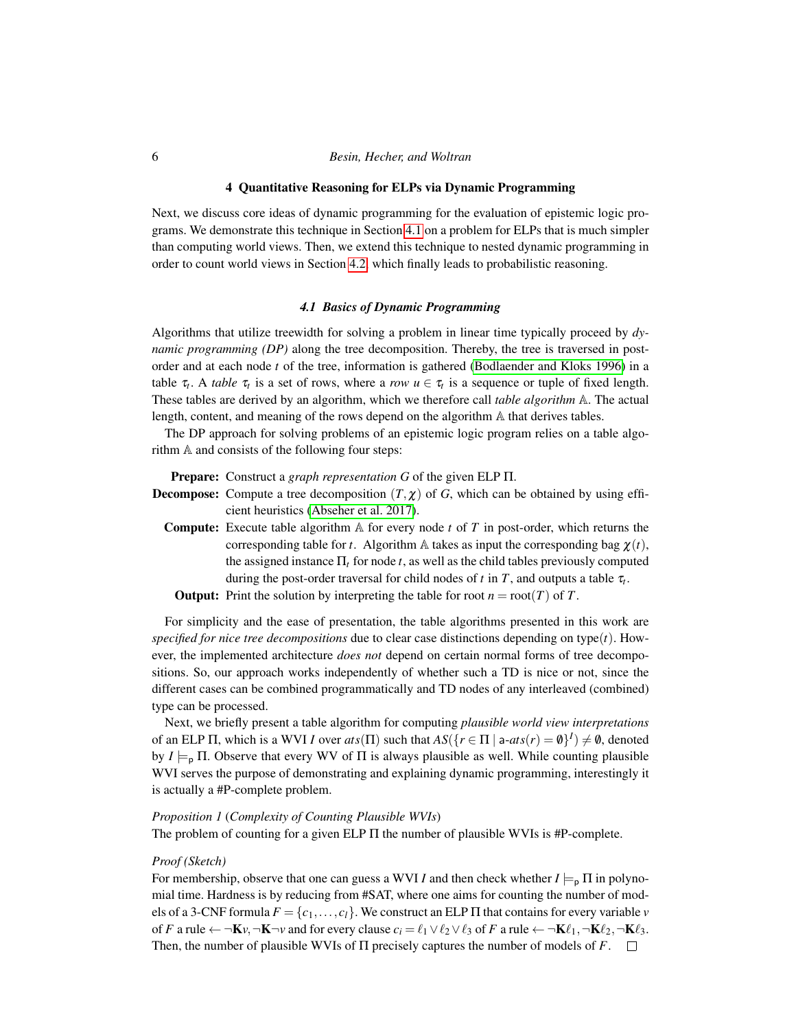## 4 Quantitative Reasoning for ELPs via Dynamic Programming

Next, we discuss core ideas of dynamic programming for the evaluation of epistemic logic programs. We demonstrate this technique in Section 4.1 on a problem for ELPs that is much simpler than computing world views. Then, we extend this technique to nested dynamic programming in order to count world views in Section 4.2, which finally leads to probabilistic reasoning.

### 4.1 Basics of Dynamic Programming

Algorithms that utilize treewidth for solving a problem in linear time typically proceed by *dynamic programming (DP)* along the tree decomposition. Thereby, the tree is traversed in post-order and at each node $t$ of the tree, information is gathered (Bodlaender and Kloks 1996) in a table $\tau_t$. A *table* $\tau_t$ is a set of rows, where a *row* $u \in \tau_t$ is a sequence or tuple of fixed length. These tables are derived by an algorithm, which we therefore call *table algorithm* $\mathbb{A}$. The actual length, content, and meaning of the rows depend on the algorithm $\mathbb{A}$ that derives tables.

The DP approach for solving problems of an epistemic logic program relies on a table algorithm $\mathbb{A}$ and consists of the following four steps:

- **Prepare:** Construct a *graph representation* $G$ of the given ELP $\Pi$.
- **Decompose:** Compute a tree decomposition $(T, \chi)$ of $G$, which can be obtained by using efficient heuristics (Abseher et al. 2017).
- **Compute:** Execute table algorithm $\mathbb{A}$ for every node $t$ of $T$ in post-order, which returns the corresponding table for $t$. Algorithm $\mathbb{A}$ takes as input the corresponding bag $\chi(t)$, the assigned instance $\Pi_t$ for node $t$, as well as the child tables previously computed during the post-order traversal for child nodes of $t$ in $T$, and outputs a table $\tau_t$.
- **Output:** Print the solution by interpreting the table for root $n = \text{root}(T)$ of $T$.

For simplicity and the ease of presentation, the table algorithms presented in this work are *specified for nice tree decompositions* due to clear case distinctions depending on type$(t)$. However, the implemented architecture *does not* depend on certain normal forms of tree decompositions. So, our approach works independently of whether such a TD is nice or not, since the different cases can be combined programmatically and TD nodes of any interleaved (combined) type can be processed.

Next, we briefly present a table algorithm for computing *plausible world view interpretations* of an ELP $\Pi$, which is a WVI $I$ over $ats(\Pi)$ such that $AS(\{r \in \Pi \mid \mathsf{a}\text{-}ats(r) = \emptyset\}^I) \neq \emptyset$, denoted by $I \models_{\mathsf{p}} \Pi$. Observe that every WV of $\Pi$ is always plausible as well. While counting plausible WVI serves the purpose of demonstrating and explaining dynamic programming, interestingly it is actually a #P-complete problem.

*Proposition 1* (*Complexity of Counting Plausible WVIs*)
The problem of counting for a given ELP $\Pi$ the number of plausible WVIs is #P-complete.

*Proof (Sketch)*
For membership, observe that one can guess a WVI $I$ and then check whether $I \models_{\mathsf{p}} \Pi$ in polynomial time. Hardness is by reducing from #SAT, where one aims for counting the number of models of a 3-CNF formula $F = \{c_1, \ldots, c_l\}$. We construct an ELP $\Pi$ that contains for every variable $v$ of $F$ a rule $\leftarrow \neg\mathbf{K}v, \neg\mathbf{K}\neg v$ and for every clause $c_i = \ell_1 \vee \ell_2 \vee \ell_3$ of $F$ a rule $\leftarrow \neg\mathbf{K}\ell_1, \neg\mathbf{K}\ell_2, \neg\mathbf{K}\ell_3$. Then, the number of plausible WVIs of $\Pi$ precisely captures the number of models of $F$. □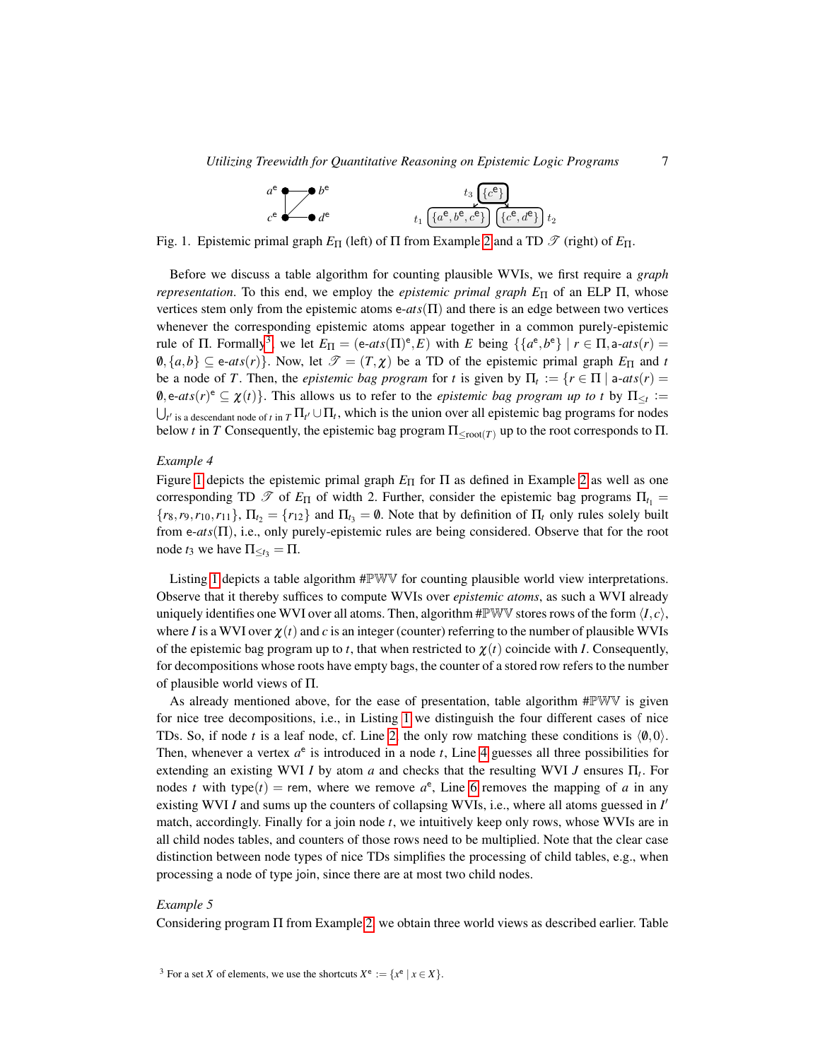Fig. 1. Epistemic primal graph $E_\Pi$ (left) of $\Pi$ from Example 2 and a TD $\mathscr{T}$ (right) of $E_\Pi$.

Before we discuss a table algorithm for counting plausible WVIs, we first require a *graph representation*. To this end, we employ the *epistemic primal graph* $E_\Pi$ of an ELP $\Pi$, whose vertices stem only from the epistemic atoms e-$ats(\Pi)$ and there is an edge between two vertices whenever the corresponding epistemic atoms appear together in a common purely-epistemic rule of $\Pi$. Formally[3], we let $E_\Pi = (\text{e-}ats(\Pi)^{\mathsf{e}}, E)$ with $E$ being $\{\{a^{\mathsf{e}}, b^{\mathsf{e}}\} \mid r \in \Pi, \text{a-}ats(r) = \emptyset, \{a,b\} \subseteq \text{e-}ats(r)\}$. Now, let $\mathscr{T} = (T, \chi)$ be a TD of the epistemic primal graph $E_\Pi$ and $t$ be a node of $T$. Then, the *epistemic bag program* for $t$ is given by $\Pi_t := \{r \in \Pi \mid \text{a-}ats(r) = \emptyset, \text{e-}ats(r)^{\mathsf{e}} \subseteq \chi(t)\}$. This allows us to refer to the *epistemic bag program up to t* by $\Pi_{\leq t} := \bigcup_{t' \text{ is a descendant node of } t \text{ in } T} \Pi_{t'} \cup \Pi_t$, which is the union over all epistemic bag programs for nodes below $t$ in $T$ Consequently, the epistemic bag program $\Pi_{\leq \text{root}(T)}$ up to the root corresponds to $\Pi$.

*Example 4*

Figure 1 depicts the epistemic primal graph $E_\Pi$ for $\Pi$ as defined in Example 2 as well as one corresponding TD $\mathscr{T}$ of $E_\Pi$ of width 2. Further, consider the epistemic bag programs $\Pi_{t_1} = \{r_8, r_9, r_{10}, r_{11}\}$, $\Pi_{t_2} = \{r_{12}\}$ and $\Pi_{t_3} = \emptyset$. Note that by definition of $\Pi_t$ only rules solely built from e-$ats(\Pi)$, i.e., only purely-epistemic rules are being considered. Observe that for the root node $t_3$ we have $\Pi_{\leq t_3} = \Pi$.

Listing 1 depicts a table algorithm #$\mathbb{PWV}$ for counting plausible world view interpretations. Observe that it thereby suffices to compute WVIs over *epistemic atoms*, as such a WVI already uniquely identifies one WVI over all atoms. Then, algorithm #$\mathbb{PWV}$ stores rows of the form $\langle I, c\rangle$, where $I$ is a WVI over $\chi(t)$ and $c$ is an integer (counter) referring to the number of plausible WVIs of the epistemic bag program up to $t$, that when restricted to $\chi(t)$ coincide with $I$. Consequently, for decompositions whose roots have empty bags, the counter of a stored row refers to the number of plausible world views of $\Pi$.

As already mentioned above, for the ease of presentation, table algorithm #$\mathbb{PWV}$ is given for nice tree decompositions, i.e., in Listing 1 we distinguish the four different cases of nice TDs. So, if node $t$ is a leaf node, cf. Line 2, the only row matching these conditions is $\langle \emptyset, 0\rangle$. Then, whenever a vertex $a^{\mathsf{e}}$ is introduced in a node $t$, Line 4 guesses all three possibilities for extending an existing WVI $I$ by atom $a$ and checks that the resulting WVI $J$ ensures $\Pi_t$. For nodes $t$ with type$(t) = $ rem, where we remove $a^{\mathsf{e}}$, Line 6 removes the mapping of $a$ in any existing WVI $I$ and sums up the counters of collapsing WVIs, i.e., where all atoms guessed in $I'$ match, accordingly. Finally for a join node $t$, we intuitively keep only rows, whose WVIs are in all child nodes tables, and counters of those rows need to be multiplied. Note that the clear case distinction between node types of nice TDs simplifies the processing of child tables, e.g., when processing a node of type join, since there are at most two child nodes.

*Example 5*

Considering program $\Pi$ from Example 2, we obtain three world views as described earlier. Table

[3] For a set $X$ of elements, we use the shortcuts $X^{\mathsf{e}} := \{x^{\mathsf{e}} \mid x \in X\}$.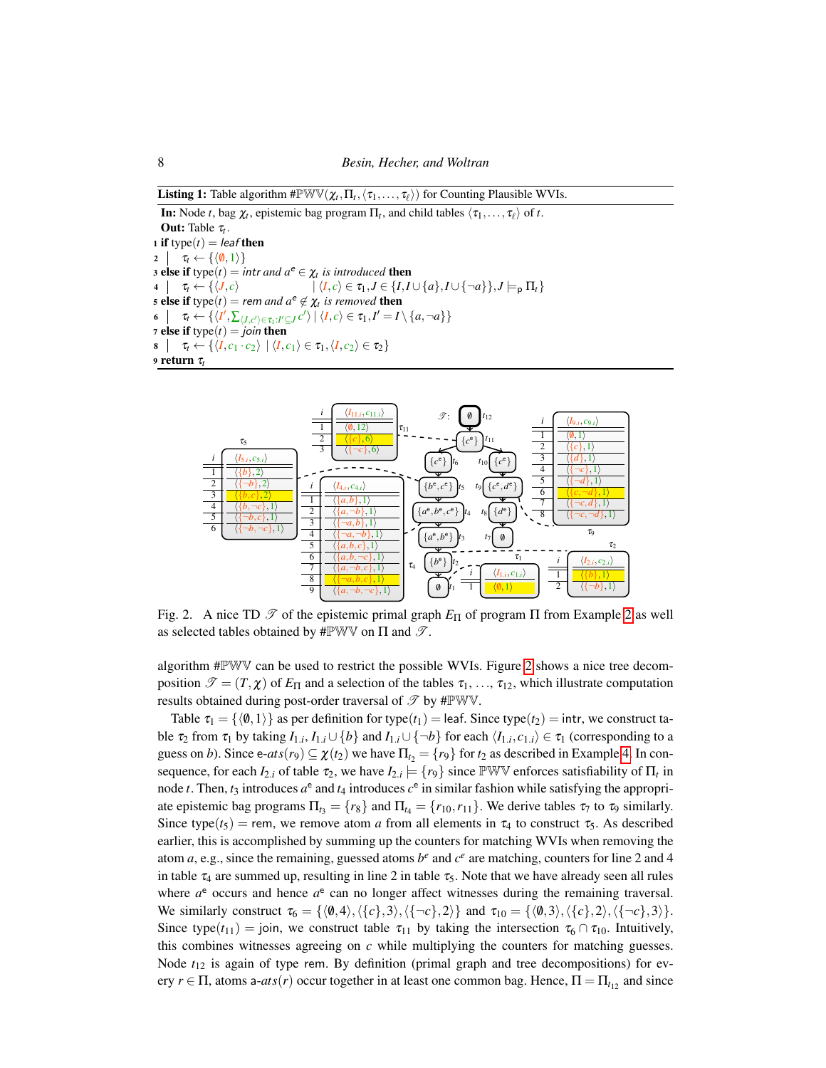**Listing 1:** Table algorithm $\#\mathbb{PWV}(\chi_t, \Pi_t, \langle\tau_1, \ldots, \tau_\ell\rangle)$ for Counting Plausible WVIs.

**In:** Node $t$, bag $\chi_t$, epistemic bag program $\Pi_t$, and child tables $\langle\tau_1, \ldots, \tau_\ell\rangle$ of $t$.
**Out:** Table $\tau_t$.

```
1 if type(t) = leaf then
2 │ τ_t ← {⟨∅, 1⟩}
3 else if type(t) = intr and a^e ∈ χ_t is introduced then
4 │ τ_t ← {⟨J, c⟩ | ⟨I, c⟩ ∈ τ_1, J ∈ {I, I ∪ {a}, I ∪ {¬a}}, J ⊨_p Π_t}
5 else if type(t) = rem and a^e ∉ χ_t is removed then
6 │ τ_t ← {⟨I′, Σ_{⟨J,c′⟩∈τ_1 : I′⊆J} c′⟩ | ⟨I, c⟩ ∈ τ_1, I′ = I \ {a, ¬a}}
7 else if type(t) = join then
8 │ τ_t ← {⟨I, c_1 · c_2⟩ | ⟨I, c_1⟩ ∈ τ_1, ⟨I, c_2⟩ ∈ τ_2}
9 return τ_t
```

Fig. 2. A nice TD $\mathscr{T}$ of the epistemic primal graph $E_\Pi$ of program $\Pi$ from Example 2 as well as selected tables obtained by $\#\mathbb{PWV}$ on $\Pi$ and $\mathscr{T}$.

algorithm $\#\mathbb{PWV}$ can be used to restrict the possible WVIs. Figure 2 shows a nice tree decomposition $\mathscr{T} = (T, \chi)$ of $E_\Pi$ and a selection of the tables $\tau_1, \ldots, \tau_{12}$, which illustrate computation results obtained during post-order traversal of $\mathscr{T}$ by $\#\mathbb{PWV}$.

Table $\tau_1 = \{\langle\emptyset, 1\rangle\}$ as per definition for type$(t_1)$ = leaf. Since type$(t_2)$ = intr, we construct table $\tau_2$ from $\tau_1$ by taking $I_{1.i}$, $I_{1.i} \cup \{b\}$ and $I_{1.i} \cup \{\neg b\}$ for each $\langle I_{1.i}, c_{1.i}\rangle \in \tau_1$ (corresponding to a guess on $b$). Since e-$ats(r_9) \subseteq \chi(t_2)$ we have $\Pi_{t_2} = \{r_9\}$ for $t_2$ as described in Example 4. In consequence, for each $I_{2.i}$ of table $\tau_2$, we have $I_{2.i} \models \{r_9\}$ since $\mathbb{PWV}$ enforces satisfiability of $\Pi_t$ in node $t$. Then, $t_3$ introduces $a^e$ and $t_4$ introduces $c^e$ in similar fashion while satisfying the appropriate epistemic bag programs $\Pi_{t_3} = \{r_8\}$ and $\Pi_{t_4} = \{r_{10}, r_{11}\}$. We derive tables $\tau_7$ to $\tau_9$ similarly. Since type$(t_5)$ = rem, we remove atom $a$ from all elements in $\tau_4$ to construct $\tau_5$. As described earlier, this is accomplished by summing up the counters for matching WVIs when removing the atom $a$, e.g., since the remaining, guessed atoms $b^e$ and $c^e$ are matching, counters for line 2 and 4 in table $\tau_4$ are summed up, resulting in line 2 in table $\tau_5$. Note that we have already seen all rules where $a^e$ occurs and hence $a^e$ can no longer affect witnesses during the remaining traversal. We similarly construct $\tau_6 = \{\langle\emptyset, 4\rangle, \langle\{c\}, 3\rangle, \langle\{\neg c\}, 2\rangle\}$ and $\tau_{10} = \{\langle\emptyset, 3\rangle, \langle\{c\}, 2\rangle, \langle\{\neg c\}, 3\rangle\}$. Since type$(t_{11})$ = join, we construct table $\tau_{11}$ by taking the intersection $\tau_6 \cap \tau_{10}$. Intuitively, this combines witnesses agreeing on $c$ while multiplying the counters for matching guesses. Node $t_{12}$ is again of type rem. By definition (primal graph and tree decompositions) for every $r \in \Pi$, atoms a-$ats(r)$ occur together in at least one common bag. Hence, $\Pi = \Pi_{t_{12}}$ and since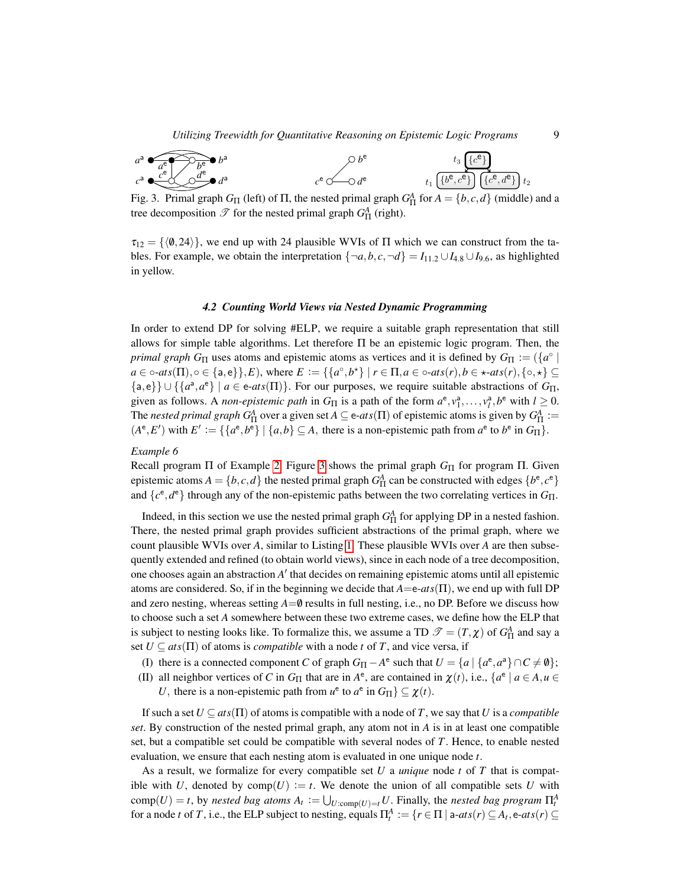Fig. 3. Primal graph $G_\Pi$ (left) of $\Pi$, the nested primal graph $G_\Pi^A$ for $A = \{b, c, d\}$ (middle) and a tree decomposition $\mathscr{T}$ for the nested primal graph $G_\Pi^A$ (right).

$\tau_{12} = \{\langle\emptyset, 24\rangle\}$, we end up with 24 plausible WVIs of $\Pi$ which we can construct from the tables. For example, we obtain the interpretation $\{\neg a, b, c, \neg d\} = I_{11.2} \cup I_{4.8} \cup I_{9.6}$, as highlighted in yellow.

### 4.2 Counting World Views via Nested Dynamic Programming

In order to extend DP for solving #ELP, we require a suitable graph representation that still allows for simple table algorithms. Let therefore $\Pi$ be an epistemic logic program. Then, the *primal graph* $G_\Pi$ uses atoms and epistemic atoms as vertices and it is defined by $G_\Pi := (\{a^\circ \mid a \in \circ\text{-}ats(\Pi), \circ \in \{\mathsf{a}, \mathsf{e}\}\}, E)$, where $E := \{\{a^\circ, b^\star\} \mid r \in \Pi, a \in \circ\text{-}ats(r), b \in \star\text{-}ats(r), \{\circ, \star\} \subseteq \{\mathsf{a}, \mathsf{e}\}\} \cup \{\{a^\mathsf{a}, a^\mathsf{e}\} \mid a \in \mathsf{e}\text{-}ats(\Pi)\}$. For our purposes, we require suitable abstractions of $G_\Pi$, given as follows. A *non-epistemic path* in $G_\Pi$ is a path of the form $a^\mathsf{e}, v_1^\mathsf{a}, \ldots, v_l^\mathsf{a}, b^\mathsf{e}$ with $l \geq 0$. The *nested primal graph* $G_\Pi^A$ over a given set $A \subseteq \mathsf{e}\text{-}ats(\Pi)$ of epistemic atoms is given by $G_\Pi^A := (A^\mathsf{e}, E')$ with $E' := \{\{a^\mathsf{e}, b^\mathsf{e}\} \mid \{a, b\} \subseteq A,$ there is a non-epistemic path from $a^\mathsf{e}$ to $b^\mathsf{e}$ in $G_\Pi\}$.

*Example 6*
Recall program $\Pi$ of Example 2. Figure 3 shows the primal graph $G_\Pi$ for program $\Pi$. Given epistemic atoms $A = \{b, c, d\}$ the nested primal graph $G_\Pi^A$ can be constructed with edges $\{b^\mathsf{e}, c^\mathsf{e}\}$ and $\{c^\mathsf{e}, d^\mathsf{e}\}$ through any of the non-epistemic paths between the two correlating vertices in $G_\Pi$.

Indeed, in this section we use the nested primal graph $G_\Pi^A$ for applying DP in a nested fashion. There, the nested primal graph provides sufficient abstractions of the primal graph, where we count plausible WVIs over $A$, similar to Listing 1. These plausible WVIs over $A$ are then subsequently extended and refined (to obtain world views), since in each node of a tree decomposition, one chooses again an abstraction $A'$ that decides on remaining epistemic atoms until all epistemic atoms are considered. So, if in the beginning we decide that $A = \mathsf{e}\text{-}ats(\Pi)$, we end up with full DP and zero nesting, whereas setting $A = \emptyset$ results in full nesting, i.e., no DP. Before we discuss how to choose such a set $A$ somewhere between these two extreme cases, we define how the ELP that is subject to nesting looks like. To formalize this, we assume a TD $\mathscr{T} = (T, \chi)$ of $G_\Pi^A$ and say a set $U \subseteq ats(\Pi)$ of atoms is *compatible* with a node $t$ of $T$, and vice versa, if

(I) there is a connected component $C$ of graph $G_\Pi - A^\mathsf{e}$ such that $U = \{a \mid \{a^\mathsf{e}, a^\mathsf{a}\} \cap C \neq \emptyset\}$;
(II) all neighbor vertices of $C$ in $G_\Pi$ that are in $A^\mathsf{e}$, are contained in $\chi(t)$, i.e., $\{a^\mathsf{e} \mid a \in A, u \in U,$ there is a non-epistemic path from $u^\mathsf{e}$ to $a^\mathsf{e}$ in $G_\Pi\} \subseteq \chi(t)$.

If such a set $U \subseteq ats(\Pi)$ of atoms is compatible with a node of $T$, we say that $U$ is a *compatible set*. By construction of the nested primal graph, any atom not in $A$ is in at least one compatible set, but a compatible set could be compatible with several nodes of $T$. Hence, to enable nested evaluation, we ensure that each nesting atom is evaluated in one unique node $t$.

As a result, we formalize for every compatible set $U$ a *unique* node $t$ of $T$ that is compatible with $U$, denoted by $\text{comp}(U) := t$. We denote the union of all compatible sets $U$ with $\text{comp}(U) = t$, by *nested bag atoms* $A_t := \bigcup_{U:\text{comp}(U)=t} U$. Finally, the *nested bag program* $\Pi_t^A$ for a node $t$ of $T$, i.e., the ELP subject to nesting, equals $\Pi_t^A := \{r \in \Pi \mid \mathsf{a}\text{-}ats(r) \subseteq A_t, \mathsf{e}\text{-}ats(r) \subseteq$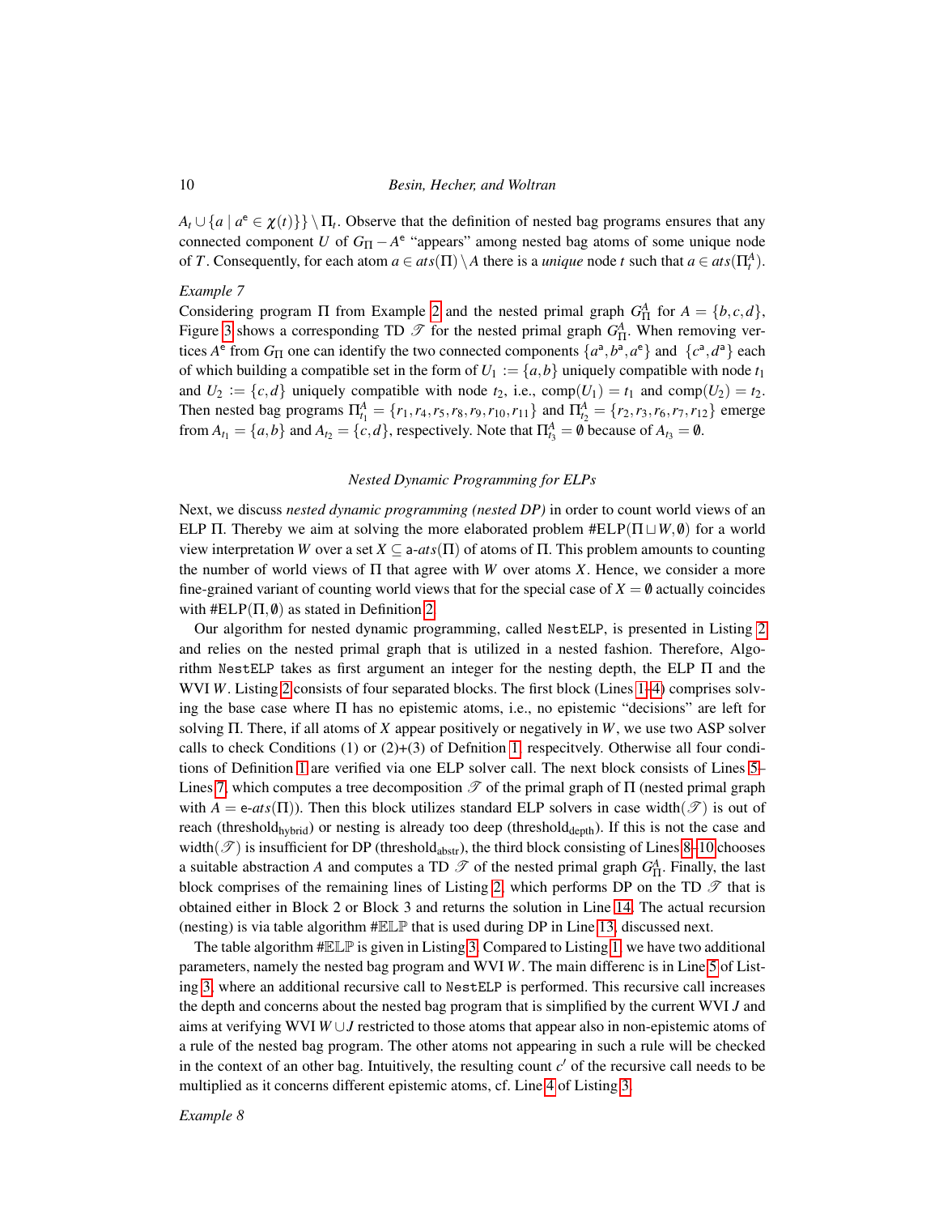$A_t \cup \{a \mid a^{\mathsf{e}} \in \chi(t)\}\} \setminus \Pi_t$. Observe that the definition of nested bag programs ensures that any connected component $U$ of $G_\Pi - A^{\mathsf{e}}$ "appears" among nested bag atoms of some unique node of $T$. Consequently, for each atom $a \in ats(\Pi) \setminus A$ there is a *unique* node $t$ such that $a \in ats(\Pi_t^A)$.

*Example 7*

Considering program $\Pi$ from Example 2 and the nested primal graph $G_\Pi^A$ for $A = \{b, c, d\}$, Figure 3 shows a corresponding TD $\mathcal{T}$ for the nested primal graph $G_\Pi^A$. When removing vertices $A^{\mathsf{e}}$ from $G_\Pi$ one can identify the two connected components $\{a^{\mathsf{a}}, b^{\mathsf{a}}, a^{\mathsf{e}}\}$ and $\{c^{\mathsf{a}}, d^{\mathsf{a}}\}$ each of which building a compatible set in the form of $U_1 := \{a, b\}$ uniquely compatible with node $t_1$ and $U_2 := \{c, d\}$ uniquely compatible with node $t_2$, i.e., $\text{comp}(U_1) = t_1$ and $\text{comp}(U_2) = t_2$. Then nested bag programs $\Pi_{t_1}^A = \{r_1, r_4, r_5, r_8, r_9, r_{10}, r_{11}\}$ and $\Pi_{t_2}^A = \{r_2, r_3, r_6, r_7, r_{12}\}$ emerge from $A_{t_1} = \{a, b\}$ and $A_{t_2} = \{c, d\}$, respectively. Note that $\Pi_{t_3}^A = \emptyset$ because of $A_{t_3} = \emptyset$.

### *Nested Dynamic Programming for ELPs*

Next, we discuss *nested dynamic programming (nested DP)* in order to count world views of an ELP $\Pi$. Thereby we aim at solving the more elaborated problem $\#\text{ELP}(\Pi \sqcup W, \emptyset)$ for a world view interpretation $W$ over a set $X \subseteq \mathsf{a}\text{-}ats(\Pi)$ of atoms of $\Pi$. This problem amounts to counting the number of world views of $\Pi$ that agree with $W$ over atoms $X$. Hence, we consider a more fine-grained variant of counting world views that for the special case of $X = \emptyset$ actually coincides with $\#\text{ELP}(\Pi, \emptyset)$ as stated in Definition 2.

Our algorithm for nested dynamic programming, called `NestELP`, is presented in Listing 2 and relies on the nested primal graph that is utilized in a nested fashion. Therefore, Algorithm `NestELP` takes as first argument an integer for the nesting depth, the ELP $\Pi$ and the WVI $W$. Listing 2 consists of four separated blocks. The first block (Lines 1–4) comprises solving the base case where $\Pi$ has no epistemic atoms, i.e., no epistemic "decisions" are left for solving $\Pi$. There, if all atoms of $X$ appear positively or negatively in $W$, we use two ASP solver calls to check Conditions (1) or (2)+(3) of Defnition 1, respecitvely. Otherwise all four conditions of Definition 1 are verified via one ELP solver call. The next block consists of Lines 5–Lines 7, which computes a tree decomposition $\mathcal{T}$ of the primal graph of $\Pi$ (nested primal graph with $A = \mathsf{e}\text{-}ats(\Pi)$). Then this block utilizes standard ELP solvers in case $\text{width}(\mathcal{T})$ is out of reach ($\text{threshold}_{\text{hybrid}}$) or nesting is already too deep ($\text{threshold}_{\text{depth}}$). If this is not the case and $\text{width}(\mathcal{T})$ is insufficient for DP ($\text{threshold}_{\text{abstr}}$), the third block consisting of Lines 8–10 chooses a suitable abstraction $A$ and computes a TD $\mathcal{T}$ of the nested primal graph $G_\Pi^A$. Finally, the last block comprises of the remaining lines of Listing 2, which performs DP on the TD $\mathcal{T}$ that is obtained either in Block 2 or Block 3 and returns the solution in Line 14. The actual recursion (nesting) is via table algorithm $\#\mathbb{ELP}$ that is used during DP in Line 13, discussed next.

The table algorithm $\#\mathbb{ELP}$ is given in Listing 3. Compared to Listing 1, we have two additional parameters, namely the nested bag program and WVI $W$. The main differenc is in Line 5 of Listing 3, where an additional recursive call to `NestELP` is performed. This recursive call increases the depth and concerns about the nested bag program that is simplified by the current WVI $J$ and aims at verifying WVI $W \cup J$ restricted to those atoms that appear also in non-epistemic atoms of a rule of the nested bag program. The other atoms not appearing in such a rule will be checked in the context of an other bag. Intuitively, the resulting count $c'$ of the recursive call needs to be multiplied as it concerns different epistemic atoms, cf. Line 4 of Listing 3.

*Example 8*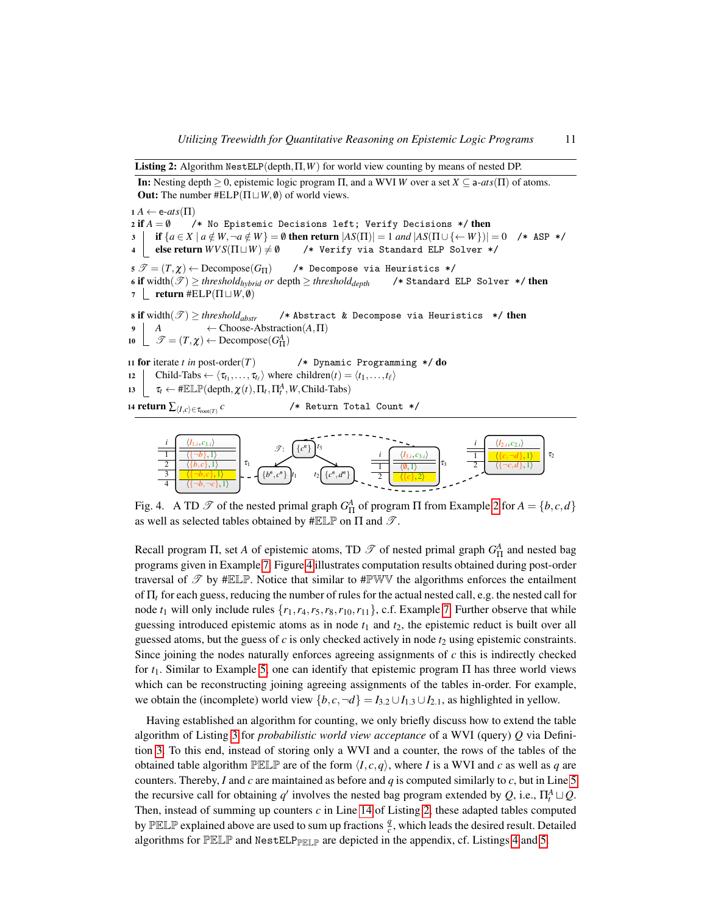**Listing 2:** Algorithm NestELP(depth, $\Pi$, $W$) for world view counting by means of nested DP.

**In:** Nesting depth $\geq 0$, epistemic logic program $\Pi$, and a WVI $W$ over a set $X \subseteq$ a-$ats(\Pi)$ of atoms.
**Out:** The number #ELP($\Pi \sqcup W, \emptyset$) of world views.

```
1  A ← e-ats(Π)
2  if A = ∅      /* No Epistemic Decisions left; Verify Decisions */ then
3  |  if {a ∈ X | a ∉ W, ¬a ∉ W} = ∅ then return |AS(Π)| = 1 and |AS(Π ∪ {← W})| = 0   /* ASP */
4  |  else return WVS(Π ⊔ W) ≠ ∅      /* Verify via Standard ELP Solver */
5  𝒯 = (T, χ) ← Decompose(G_Π)      /* Decompose via Heuristics */
6  if width(𝒯) ≥ threshold_hybrid or depth ≥ threshold_depth      /* Standard ELP Solver */ then
7  |  return #ELP(Π ⊔ W, ∅)
8  if width(𝒯) ≥ threshold_abstr      /* Abstract & Decompose via Heuristics */ then
9  |  A         ← Choose-Abstraction(A, Π)
10 |  𝒯 = (T, χ) ← Decompose(G^A_Π)
11 for iterate t in post-order(T)      /* Dynamic Programming */ do
12 |  Child-Tabs ← ⟨τ_{t_1}, ..., τ_{t_ℓ}⟩ where children(t) = ⟨t_1, ..., t_ℓ⟩
13 |  τ_t ← #𝔼𝕃ℙ(depth, χ(t), Π_t, Π^A_t, W, Child-Tabs)
14 return Σ_{⟨I,c⟩ ∈ τ_root(T)} c      /* Return Total Count */
```

| $i$ | $\langle I_{1.i}, c_{1.i}\rangle$ |
|---|---|
| 1 | $\langle\{\neg b\}, 1\rangle$ |
| 2 | $\langle\{b, c\}, 1\rangle$ |
| 3 | $\langle\{\neg b, c\}, 1\rangle$ |
| 4 | $\langle\{\neg b, \neg c\}, 1\rangle$ |

$\tau_1$; $\mathcal{T}$: $t_3$: $\{c^e\}$; $t_1$: $\{b^e, c^e\}$; $t_2$: $\{c^e, d^e\}$

| $i$ | $\langle I_{3.i}, c_{3.i}\rangle$ |
|---|---|
| 1 | $\langle\emptyset, 1\rangle$ |
| 2 | $\langle\{c\}, 2\rangle$ |

$\tau_3$

| $i$ | $\langle I_{2.i}, c_{2.i}\rangle$ |
|---|---|
| 1 | $\langle\{c, \neg d\}, 1\rangle$ |
| 2 | $\langle\{\neg c, d\}, 1\rangle$ |

$\tau_2$

Fig. 4. A TD $\mathcal{T}$ of the nested primal graph $G^A_\Pi$ of program $\Pi$ from Example 2 for $A = \{b, c, d\}$ as well as selected tables obtained by #$\mathbb{ELP}$ on $\Pi$ and $\mathcal{T}$.

Recall program $\Pi$, set $A$ of epistemic atoms, TD $\mathcal{T}$ of nested primal graph $G^A_\Pi$ and nested bag programs given in Example 7. Figure 4 illustrates computation results obtained during post-order traversal of $\mathcal{T}$ by #$\mathbb{ELP}$. Notice that similar to #$\mathbb{PWV}$ the algorithms enforces the entailment of $\Pi_t$ for each guess, reducing the number of rules for the actual nested call, e.g. the nested call for node $t_1$ will only include rules $\{r_1, r_4, r_5, r_8, r_{10}, r_{11}\}$, c.f. Example 7. Further observe that while guessing introduced epistemic atoms as in node $t_1$ and $t_2$, the epistemic reduct is built over all guessed atoms, but the guess of $c$ is only checked actively in node $t_2$ using epistemic constraints. Since joining the nodes naturally enforces agreeing assignments of $c$ this is indirectly checked for $t_1$. Similar to Example 5, one can identify that epistemic program $\Pi$ has three world views which can be reconstructing joining agreeing assignments of the tables in-order. For example, we obtain the (incomplete) world view $\{b, c, \neg d\} = I_{3.2} \cup I_{1.3} \cup I_{2.1}$, as highlighted in yellow.

Having established an algorithm for counting, we only briefly discuss how to extend the table algorithm of Listing 3 for *probabilistic world view acceptance* of a WVI (query) $Q$ via Definition 3. To this end, instead of storing only a WVI and a counter, the rows of the tables of the obtained table algorithm $\mathbb{PELP}$ are of the form $\langle I, c, q\rangle$, where $I$ is a WVI and $c$ as well as $q$ are counters. Thereby, $I$ and $c$ are maintained as before and $q$ is computed similarly to $c$, but in Line 5 the recursive call for obtaining $q'$ involves the nested bag program extended by $Q$, i.e., $\Pi^A_t \sqcup Q$. Then, instead of summing up counters $c$ in Line 14 of Listing 2, these adapted tables computed by $\mathbb{PELP}$ explained above are used to sum up fractions $\frac{q}{c}$, which leads the desired result. Detailed algorithms for $\mathbb{PELP}$ and NestELP$_{\mathbb{PELP}}$ are depicted in the appendix, cf. Listings 4 and 5.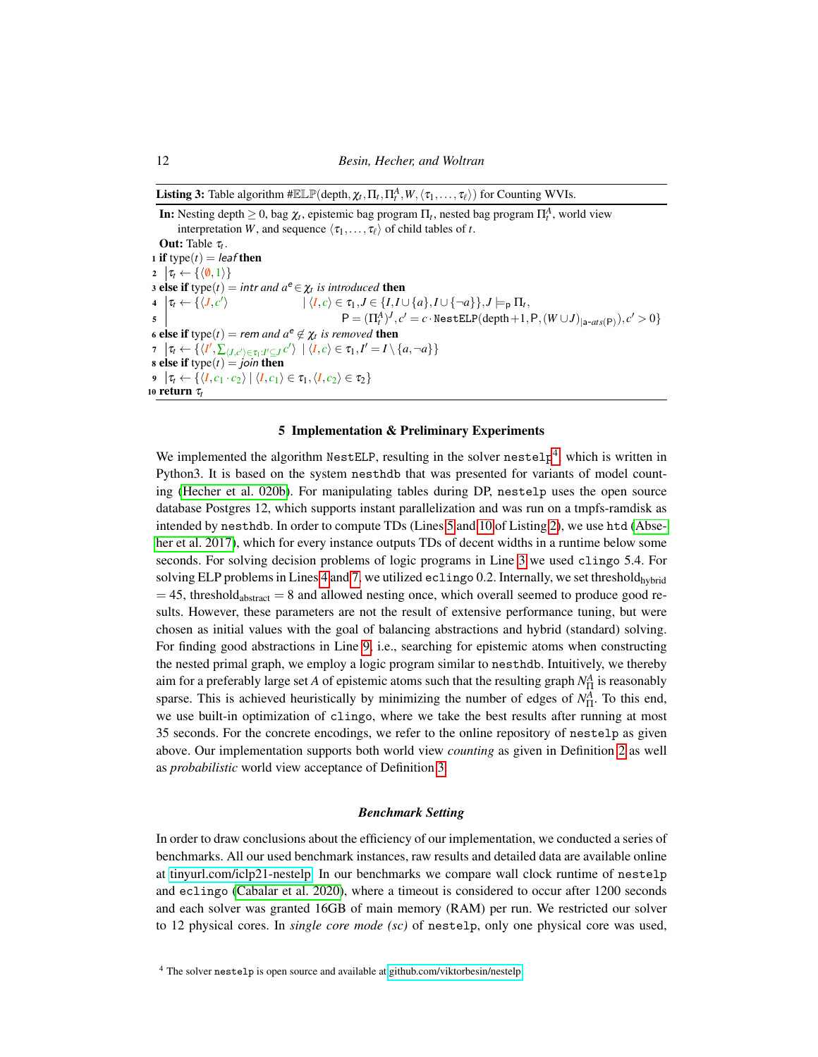**Listing 3:** Table algorithm $\#\mathbb{ELP}(\text{depth}, \chi_t, \Pi_t, \Pi_t^A, W, \langle \tau_1, \ldots, \tau_\ell \rangle)$ for Counting WVIs.

**In:** Nesting depth $\geq 0$, bag $\chi_t$, epistemic bag program $\Pi_t$, nested bag program $\Pi_t^A$, world view interpretation $W$, and sequence $\langle \tau_1, \ldots, \tau_\ell \rangle$ of child tables of $t$.
**Out:** Table $\tau_t$.

```
1  if type(t) = leaf then
2  |  τ_t ← {⟨∅, 1⟩}
3  else if type(t) = intr and a^e ∈ χ_t is introduced then
4  |  τ_t ← {⟨J, c'⟩     | ⟨I, c⟩ ∈ τ_1, J ∈ {I, I ∪ {a}, I ∪ {¬a}}, J ⊨_p Π_t,
5  |                       P = (Π_t^A)^J, c' = c · NestELP(depth+1, P, (W ∪ J)|_{a-ats(P)}), c' > 0}
6  else if type(t) = rem and a^e ∉ χ_t is removed then
7  |  τ_t ← {⟨I', Σ_{⟨J,c'⟩∈τ_1: I'⊆J} c'⟩ | ⟨I, c⟩ ∈ τ_1, I' = I \ {a, ¬a}}
8  else if type(t) = join then
9  |  τ_t ← {⟨I, c_1 · c_2⟩ | ⟨I, c_1⟩ ∈ τ_1, ⟨I, c_2⟩ ∈ τ_2}
10 return τ_t
```

## 5 Implementation & Preliminary Experiments

We implemented the algorithm NestELP, resulting in the solver nestelp[4], which is written in Python3. It is based on the system nesthdb that was presented for variants of model counting (Hecher et al. 020b). For manipulating tables during DP, nestelp uses the open source database Postgres 12, which supports instant parallelization and was run on a tmpfs-ramdisk as intended by nesthdb. In order to compute TDs (Lines 5 and 10 of Listing 2), we use htd (Abseher et al. 2017), which for every instance outputs TDs of decent widths in a runtime below some seconds. For solving decision problems of logic programs in Line 3 we used clingo 5.4. For solving ELP problems in Lines 4 and 7, we utilized eclingo 0.2. Internally, we set $\text{threshold}_{\text{hybrid}} = 45$, $\text{threshold}_{\text{abstract}} = 8$ and allowed nesting once, which overall seemed to produce good results. However, these parameters are not the result of extensive performance tuning, but were chosen as initial values with the goal of balancing abstractions and hybrid (standard) solving. For finding good abstractions in Line 9, i.e., searching for epistemic atoms when constructing the nested primal graph, we employ a logic program similar to nesthdb. Intuitively, we thereby aim for a preferably large set $A$ of epistemic atoms such that the resulting graph $N_\Pi^A$ is reasonably sparse. This is achieved heuristically by minimizing the number of edges of $N_\Pi^A$. To this end, we use built-in optimization of clingo, where we take the best results after running at most 35 seconds. For the concrete encodings, we refer to the online repository of nestelp as given above. Our implementation supports both world view *counting* as given in Definition 2 as well as *probabilistic* world view acceptance of Definition 3.

### *Benchmark Setting*

In order to draw conclusions about the efficiency of our implementation, we conducted a series of benchmarks. All our used benchmark instances, raw results and detailed data are available online at tinyurl.com/iclp21-nestelp. In our benchmarks we compare wall clock runtime of nestelp and eclingo (Cabalar et al. 2020), where a timeout is considered to occur after 1200 seconds and each solver was granted 16GB of main memory (RAM) per run. We restricted our solver to 12 physical cores. In *single core mode (sc)* of nestelp, only one physical core was used,

[4] The solver nestelp is open source and available at github.com/viktorbesin/nestelp.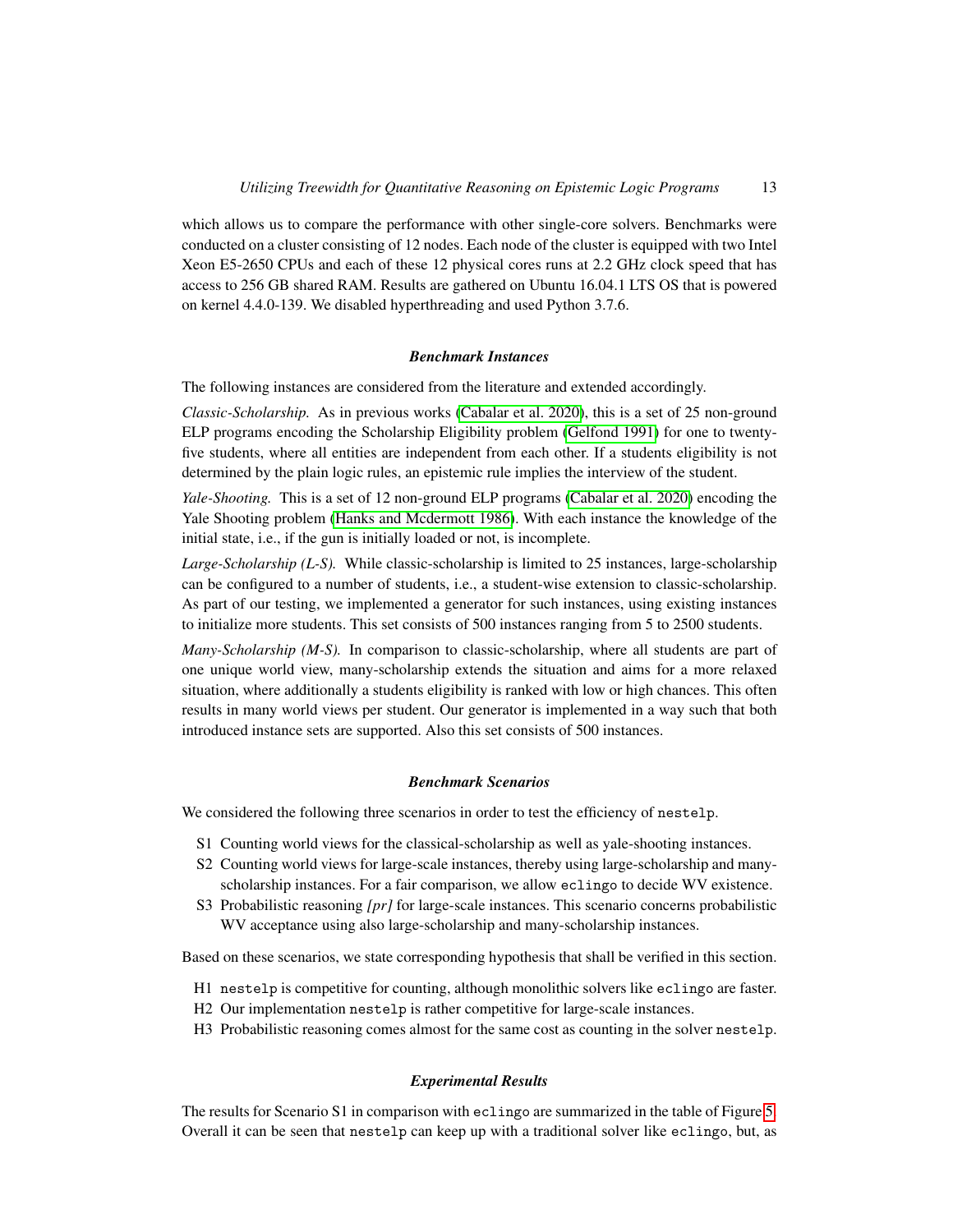which allows us to compare the performance with other single-core solvers. Benchmarks were conducted on a cluster consisting of 12 nodes. Each node of the cluster is equipped with two Intel Xeon E5-2650 CPUs and each of these 12 physical cores runs at 2.2 GHz clock speed that has access to 256 GB shared RAM. Results are gathered on Ubuntu 16.04.1 LTS OS that is powered on kernel 4.4.0-139. We disabled hyperthreading and used Python 3.7.6.

### *Benchmark Instances*

The following instances are considered from the literature and extended accordingly.

*Classic-Scholarship.* As in previous works (Cabalar et al. 2020), this is a set of 25 non-ground ELP programs encoding the Scholarship Eligibility problem (Gelfond 1991) for one to twenty-five students, where all entities are independent from each other. If a students eligibility is not determined by the plain logic rules, an epistemic rule implies the interview of the student.

*Yale-Shooting.* This is a set of 12 non-ground ELP programs (Cabalar et al. 2020) encoding the Yale Shooting problem (Hanks and Mcdermott 1986). With each instance the knowledge of the initial state, i.e., if the gun is initially loaded or not, is incomplete.

*Large-Scholarship (L-S).* While classic-scholarship is limited to 25 instances, large-scholarship can be configured to a number of students, i.e., a student-wise extension to classic-scholarship. As part of our testing, we implemented a generator for such instances, using existing instances to initialize more students. This set consists of 500 instances ranging from 5 to 2500 students.

*Many-Scholarship (M-S).* In comparison to classic-scholarship, where all students are part of one unique world view, many-scholarship extends the situation and aims for a more relaxed situation, where additionally a students eligibility is ranked with low or high chances. This often results in many world views per student. Our generator is implemented in a way such that both introduced instance sets are supported. Also this set consists of 500 instances.

### *Benchmark Scenarios*

We considered the following three scenarios in order to test the efficiency of `nestelp`.

- S1 Counting world views for the classical-scholarship as well as yale-shooting instances.
- S2 Counting world views for large-scale instances, thereby using large-scholarship and many-scholarship instances. For a fair comparison, we allow `eclingo` to decide WV existence.
- S3 Probabilistic reasoning *[pr]* for large-scale instances. This scenario concerns probabilistic WV acceptance using also large-scholarship and many-scholarship instances.

Based on these scenarios, we state corresponding hypothesis that shall be verified in this section.

- H1 `nestelp` is competitive for counting, although monolithic solvers like `eclingo` are faster.
- H2 Our implementation `nestelp` is rather competitive for large-scale instances.
- H3 Probabilistic reasoning comes almost for the same cost as counting in the solver `nestelp`.

### *Experimental Results*

The results for Scenario S1 in comparison with `eclingo` are summarized in the table of Figure 5. Overall it can be seen that `nestelp` can keep up with a traditional solver like `eclingo`, but, as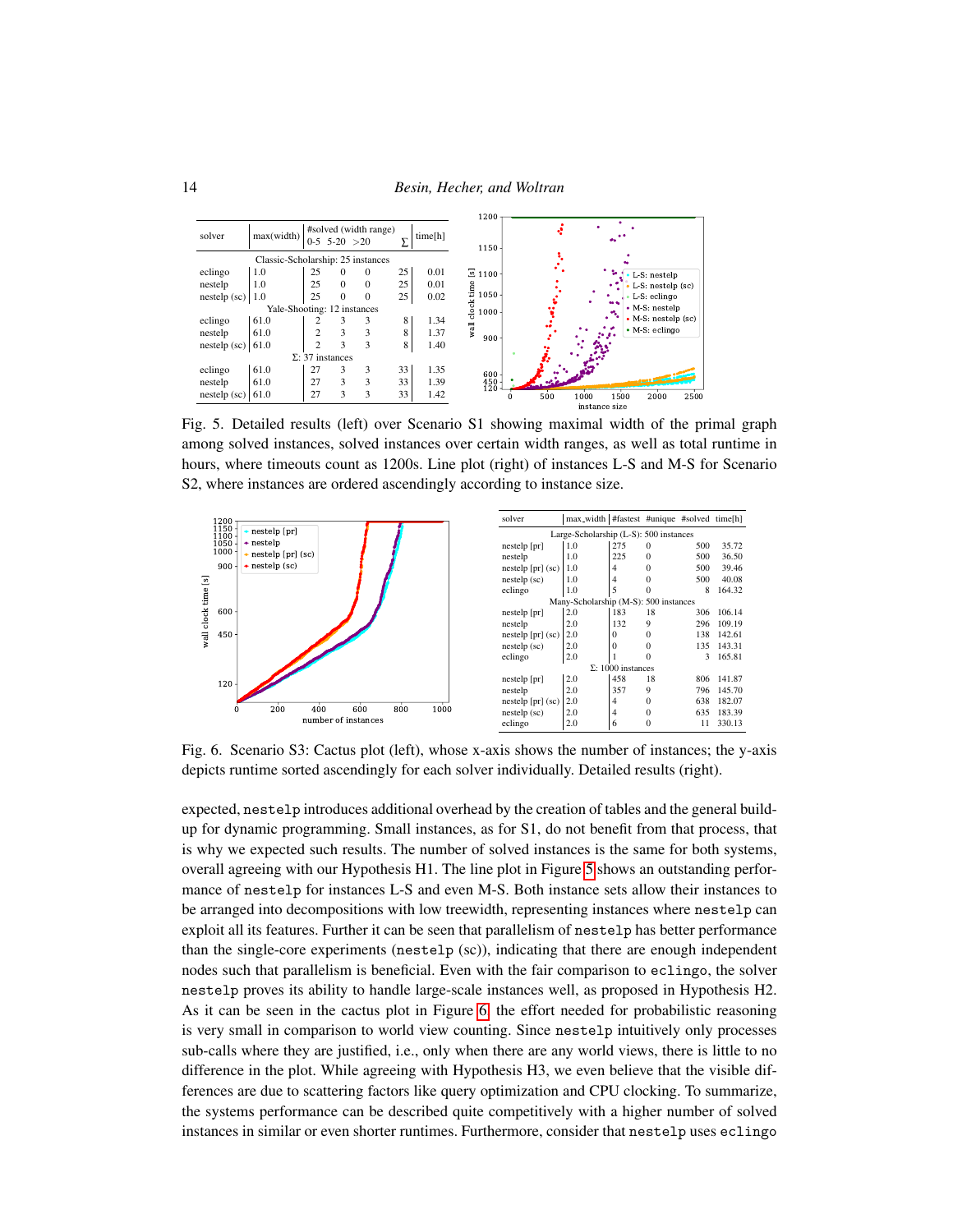| solver | max(width) | #solved (width range) 0-5 | 5-20 | >20 | Σ | time[h] |
|---|---|---|---|---|---|---|
| Classic-Scholarship: 25 instances | | | | | | |
| eclingo | 1.0 | 25 | 0 | 0 | 25 | 0.01 |
| nestelp | 1.0 | 25 | 0 | 0 | 25 | 0.01 |
| nestelp (sc) | 1.0 | 25 | 0 | 0 | 25 | 0.02 |
| Yale-Shooting: 12 instances | | | | | | |
| eclingo | 61.0 | 2 | 3 | 3 | 8 | 1.34 |
| nestelp | 61.0 | 2 | 3 | 3 | 8 | 1.37 |
| nestelp (sc) | 61.0 | 2 | 3 | 3 | 8 | 1.40 |
| Σ: 37 instances | | | | | | |
| eclingo | 61.0 | 27 | 3 | 3 | 33 | 1.35 |
| nestelp | 61.0 | 27 | 3 | 3 | 33 | 1.39 |
| nestelp (sc) | 61.0 | 27 | 3 | 3 | 33 | 1.42 |

Fig. 5. Detailed results (left) over Scenario S1 showing maximal width of the primal graph among solved instances, solved instances over certain width ranges, as well as total runtime in hours, where timeouts count as 1200s. Line plot (right) of instances L-S and M-S for Scenario S2, where instances are ordered ascendingly according to instance size.

| solver | max_width | #fastest | #unique | #solved | time[h] |
|---|---|---|---|---|---|
| Large-Scholarship (L-S): 500 instances | | | | | |
| nestelp [pr] | 1.0 | 275 | 0 | 500 | 35.72 |
| nestelp | 1.0 | 225 | 0 | 500 | 36.50 |
| nestelp [pr] (sc) | 1.0 | 4 | 0 | 500 | 39.46 |
| nestelp (sc) | 1.0 | 4 | 0 | 500 | 40.08 |
| eclingo | 1.0 | 5 | 0 | 8 | 164.32 |
| Many-Scholarship (M-S): 500 instances | | | | | |
| nestelp [pr] | 2.0 | 183 | 18 | 306 | 106.14 |
| nestelp | 2.0 | 132 | 9 | 296 | 109.19 |
| nestelp [pr] (sc) | 2.0 | 0 | 0 | 138 | 142.61 |
| nestelp (sc) | 2.0 | 0 | 0 | 135 | 143.31 |
| eclingo | 2.0 | 1 | 0 | 3 | 165.81 |
| Σ: 1000 instances | | | | | |
| nestelp [pr] | 2.0 | 458 | 18 | 806 | 141.87 |
| nestelp | 2.0 | 357 | 9 | 796 | 145.70 |
| nestelp [pr] (sc) | 2.0 | 4 | 0 | 638 | 182.07 |
| nestelp (sc) | 2.0 | 4 | 0 | 635 | 183.39 |
| eclingo | 2.0 | 6 | 0 | 11 | 330.13 |

Fig. 6. Scenario S3: Cactus plot (left), whose x-axis shows the number of instances; the y-axis depicts runtime sorted ascendingly for each solver individually. Detailed results (right).

expected, `nestelp` introduces additional overhead by the creation of tables and the general build-up for dynamic programming. Small instances, as for S1, do not benefit from that process, that is why we expected such results. The number of solved instances is the same for both systems, overall agreeing with our Hypothesis H1. The line plot in Figure 5 shows an outstanding performance of `nestelp` for instances L-S and even M-S. Both instance sets allow their instances to be arranged into decompositions with low treewidth, representing instances where `nestelp` can exploit all its features. Further it can be seen that parallelism of `nestelp` has better performance than the single-core experiments (`nestelp` (sc)), indicating that there are enough independent nodes such that parallelism is beneficial. Even with the fair comparison to `eclingo`, the solver `nestelp` proves its ability to handle large-scale instances well, as proposed in Hypothesis H2. As it can be seen in the cactus plot in Figure 6, the effort needed for probabilistic reasoning is very small in comparison to world view counting. Since `nestelp` intuitively only processes sub-calls where they are justified, i.e., only when there are any world views, there is little to no difference in the plot. While agreeing with Hypothesis H3, we even believe that the visible differences are due to scattering factors like query optimization and CPU clocking. To summarize, the systems performance can be described quite competitively with a higher number of solved instances in similar or even shorter runtimes. Furthermore, consider that `nestelp` uses `eclingo`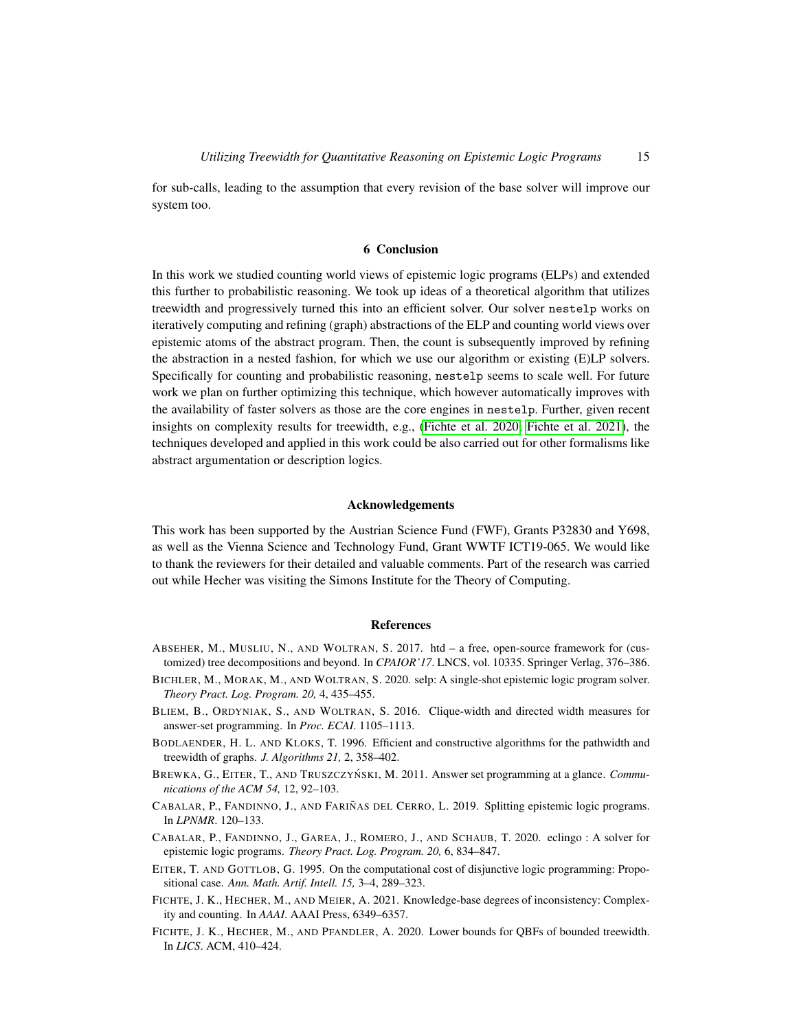for sub-calls, leading to the assumption that every revision of the base solver will improve our system too.

## 6 Conclusion

In this work we studied counting world views of epistemic logic programs (ELPs) and extended this further to probabilistic reasoning. We took up ideas of a theoretical algorithm that utilizes treewidth and progressively turned this into an efficient solver. Our solver `nestelp` works on iteratively computing and refining (graph) abstractions of the ELP and counting world views over epistemic atoms of the abstract program. Then, the count is subsequently improved by refining the abstraction in a nested fashion, for which we use our algorithm or existing (E)LP solvers. Specifically for counting and probabilistic reasoning, `nestelp` seems to scale well. For future work we plan on further optimizing this technique, which however automatically improves with the availability of faster solvers as those are the core engines in `nestelp`. Further, given recent insights on complexity results for treewidth, e.g., (Fichte et al. 2020; Fichte et al. 2021), the techniques developed and applied in this work could be also carried out for other formalisms like abstract argumentation or description logics.

## Acknowledgements

This work has been supported by the Austrian Science Fund (FWF), Grants P32830 and Y698, as well as the Vienna Science and Technology Fund, Grant WWTF ICT19-065. We would like to thank the reviewers for their detailed and valuable comments. Part of the research was carried out while Hecher was visiting the Simons Institute for the Theory of Computing.

## References

ABSEHER, M., MUSLIU, N., AND WOLTRAN, S. 2017. htd – a free, open-source framework for (customized) tree decompositions and beyond. In *CPAIOR'17*. LNCS, vol. 10335. Springer Verlag, 376–386.

BICHLER, M., MORAK, M., AND WOLTRAN, S. 2020. selp: A single-shot epistemic logic program solver. *Theory Pract. Log. Program. 20,* 4, 435–455.

BLIEM, B., ORDYNIAK, S., AND WOLTRAN, S. 2016. Clique-width and directed width measures for answer-set programming. In *Proc. ECAI*. 1105–1113.

BODLAENDER, H. L. AND KLOKS, T. 1996. Efficient and constructive algorithms for the pathwidth and treewidth of graphs. *J. Algorithms 21,* 2, 358–402.

BREWKA, G., EITER, T., AND TRUSZCZYŃSKI, M. 2011. Answer set programming at a glance. *Communications of the ACM 54,* 12, 92–103.

CABALAR, P., FANDINNO, J., AND FARIÑAS DEL CERRO, L. 2019. Splitting epistemic logic programs. In *LPNMR*. 120–133.

CABALAR, P., FANDINNO, J., GAREA, J., ROMERO, J., AND SCHAUB, T. 2020. eclingo : A solver for epistemic logic programs. *Theory Pract. Log. Program. 20,* 6, 834–847.

EITER, T. AND GOTTLOB, G. 1995. On the computational cost of disjunctive logic programming: Propositional case. *Ann. Math. Artif. Intell. 15,* 3–4, 289–323.

FICHTE, J. K., HECHER, M., AND MEIER, A. 2021. Knowledge-base degrees of inconsistency: Complexity and counting. In *AAAI*. AAAI Press, 6349–6357.

FICHTE, J. K., HECHER, M., AND PFANDLER, A. 2020. Lower bounds for QBFs of bounded treewidth. In *LICS*. ACM, 410–424.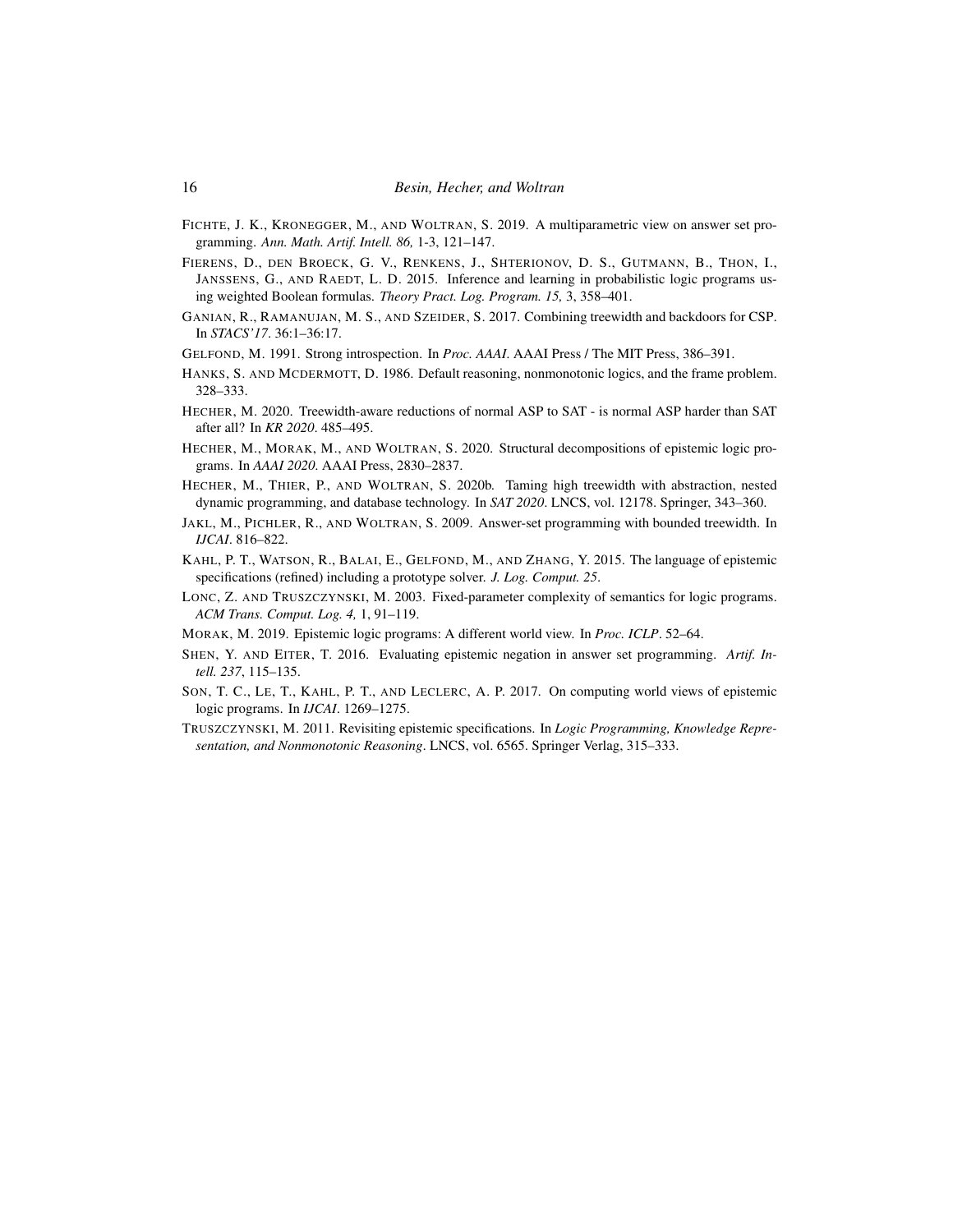Fichte, J. K., Kronegger, M., and Woltran, S. 2019. A multiparametric view on answer set programming. *Ann. Math. Artif. Intell. 86,* 1-3, 121–147.

Fierens, D., den Broeck, G. V., Renkens, J., Shterionov, D. S., Gutmann, B., Thon, I., Janssens, G., and Raedt, L. D. 2015. Inference and learning in probabilistic logic programs using weighted Boolean formulas. *Theory Pract. Log. Program. 15,* 3, 358–401.

Ganian, R., Ramanujan, M. S., and Szeider, S. 2017. Combining treewidth and backdoors for CSP. In *STACS'17*. 36:1–36:17.

Gelfond, M. 1991. Strong introspection. In *Proc. AAAI*. AAAI Press / The MIT Press, 386–391.

Hanks, S. and McDermott, D. 1986. Default reasoning, nonmonotonic logics, and the frame problem. 328–333.

Hecher, M. 2020. Treewidth-aware reductions of normal ASP to SAT - is normal ASP harder than SAT after all? In *KR 2020*. 485–495.

Hecher, M., Morak, M., and Woltran, S. 2020. Structural decompositions of epistemic logic programs. In *AAAI 2020*. AAAI Press, 2830–2837.

Hecher, M., Thier, P., and Woltran, S. 2020b. Taming high treewidth with abstraction, nested dynamic programming, and database technology. In *SAT 2020*. LNCS, vol. 12178. Springer, 343–360.

Jakl, M., Pichler, R., and Woltran, S. 2009. Answer-set programming with bounded treewidth. In *IJCAI*. 816–822.

Kahl, P. T., Watson, R., Balai, E., Gelfond, M., and Zhang, Y. 2015. The language of epistemic specifications (refined) including a prototype solver. *J. Log. Comput. 25*.

Lonc, Z. and Truszczynski, M. 2003. Fixed-parameter complexity of semantics for logic programs. *ACM Trans. Comput. Log. 4,* 1, 91–119.

Morak, M. 2019. Epistemic logic programs: A different world view. In *Proc. ICLP*. 52–64.

Shen, Y. and Eiter, T. 2016. Evaluating epistemic negation in answer set programming. *Artif. Intell. 237*, 115–135.

Son, T. C., Le, T., Kahl, P. T., and Leclerc, A. P. 2017. On computing world views of epistemic logic programs. In *IJCAI*. 1269–1275.

Truszczynski, M. 2011. Revisiting epistemic specifications. In *Logic Programming, Knowledge Representation, and Nonmonotonic Reasoning*. LNCS, vol. 6565. Springer Verlag, 315–333.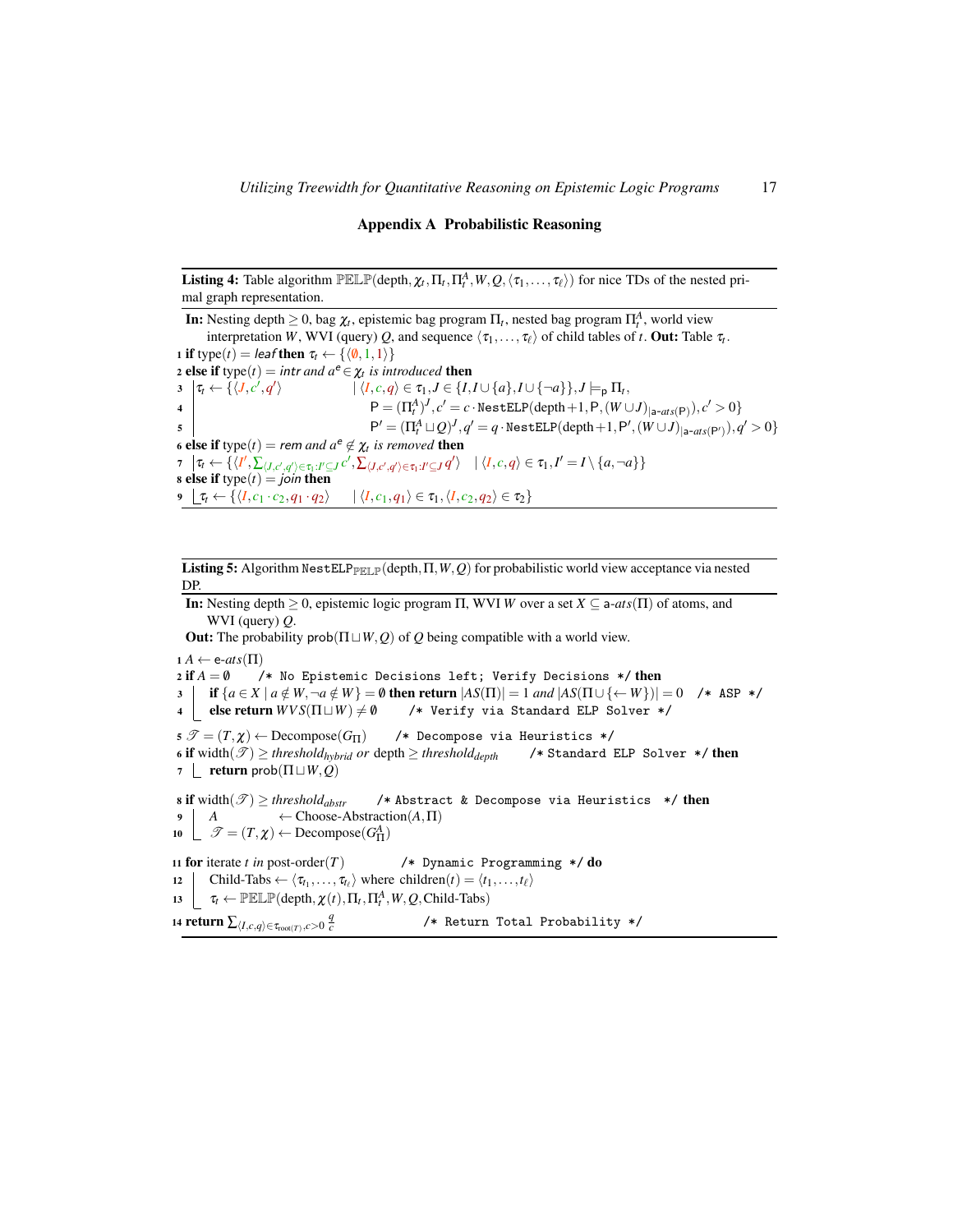## Appendix A Probabilistic Reasoning

**Listing 4:** Table algorithm $\mathbb{PELP}(\text{depth}, \chi_t, \Pi_t, \Pi_t^A, W, Q, \langle \tau_1, \dots, \tau_\ell \rangle)$ for nice TDs of the nested primal graph representation.

**In:** Nesting depth $\geq 0$, bag $\chi_t$, epistemic bag program $\Pi_t$, nested bag program $\Pi_t^A$, world view interpretation $W$, WVI (query) $Q$, and sequence $\langle \tau_1, \dots, \tau_\ell \rangle$ of child tables of $t$. **Out:** Table $\tau_t$.

1 **if** type$(t) = $ *leaf* **then** $\tau_t \leftarrow \{\langle \emptyset, 1, 1 \rangle\}$
2 **else if** type$(t) = $ *intr and* $a^e \in \chi_t$ *is introduced* **then**
3 $\quad \tau_t \leftarrow \{\langle J, c', q' \rangle \quad | \langle I, c, q \rangle \in \tau_1, J \in \{I, I \cup \{a\}, I \cup \{\neg a\}\}, J \models_{\mathsf{p}} \Pi_t,$
4 $\quad\quad \mathsf{P} = (\Pi_t^A)^J, c' = c \cdot \texttt{NestELP}(\text{depth}+1, \mathsf{P}, (W \cup J)_{|\mathsf{a}\text{-}ats(\mathsf{P})}), c' > 0\}$
5 $\quad\quad \mathsf{P}' = (\Pi_t^A \sqcup Q)^J, q' = q \cdot \texttt{NestELP}(\text{depth}+1, \mathsf{P}', (W \cup J)_{|\mathsf{a}\text{-}ats(\mathsf{P}')}), q' > 0\}$
6 **else if** type$(t) = $ *rem and* $a^e \notin \chi_t$ *is removed* **then**
7 $\quad \tau_t \leftarrow \{\langle I', \sum_{\langle J, c', q' \rangle \in \tau_1 : I' \subseteq J} c', \sum_{\langle J, c', q' \rangle \in \tau_1 : I' \subseteq J} q' \rangle \quad | \langle I, c, q \rangle \in \tau_1, I' = I \setminus \{a, \neg a\}\}$
8 **else if** type$(t) = $ *join* **then**
9 $\quad \tau_t \leftarrow \{\langle I, c_1 \cdot c_2, q_1 \cdot q_2 \rangle \quad | \langle I, c_1, q_1 \rangle \in \tau_1, \langle I, c_2, q_2 \rangle \in \tau_2\}$

**Listing 5:** Algorithm $\texttt{NestELP}_{\mathbb{PELP}}(\text{depth}, \Pi, W, Q)$ for probabilistic world view acceptance via nested DP.

**In:** Nesting depth $\geq 0$, epistemic logic program $\Pi$, WVI $W$ over a set $X \subseteq \mathsf{a}\text{-}ats(\Pi)$ of atoms, and WVI (query) $Q$.
**Out:** The probability $\mathsf{prob}(\Pi \sqcup W, Q)$ of $Q$ being compatible with a world view.

1 $A \leftarrow \mathsf{e}\text{-}ats(\Pi)$
2 **if** $A = \emptyset$ `/* No Epistemic Decisions left; Verify Decisions */` **then**
3 $\quad$ **if** $\{a \in X \mid a \notin W, \neg a \notin W\} = \emptyset$ **then return** $|AS(\Pi)| = 1$ *and* $|AS(\Pi \cup \{\leftarrow W\})| = 0$ `/* ASP */`
4 $\quad$ **else return** $WVS(\Pi \sqcup W) \neq \emptyset$ `/* Verify via Standard ELP Solver */`
5 $\mathscr{T} = (T, \chi) \leftarrow \text{Decompose}(G_\Pi)$ `/* Decompose via Heuristics */`
6 **if** width$(\mathscr{T}) \geq$ *threshold*$_{hybrid}$ *or* depth $\geq$ *threshold*$_{depth}$ `/* Standard ELP Solver */` **then**
7 $\quad$ **return** $\mathsf{prob}(\Pi \sqcup W, Q)$
8 **if** width$(\mathscr{T}) \geq$ *threshold*$_{abstr}$ `/* Abstract & Decompose via Heuristics */` **then**
9 $\quad A \leftarrow \text{Choose-Abstraction}(A, \Pi)$
10 $\quad \mathscr{T} = (T, \chi) \leftarrow \text{Decompose}(G_\Pi^A)$
11 **for** iterate $t$ *in* post-order$(T)$ `/* Dynamic Programming */` **do**
12 $\quad$ Child-Tabs $\leftarrow \langle \tau_{t_1}, \dots, \tau_{t_\ell} \rangle$ where children$(t) = \langle t_1, \dots, t_\ell \rangle$
13 $\quad \tau_t \leftarrow \mathbb{PELP}(\text{depth}, \chi(t), \Pi_t, \Pi_t^A, W, Q, \text{Child-Tabs})$
14 **return** $\sum_{\langle I, c, q \rangle \in \tau_{\text{root}(T)}, c > 0} \frac{q}{c}$ `/* Return Total Probability */`